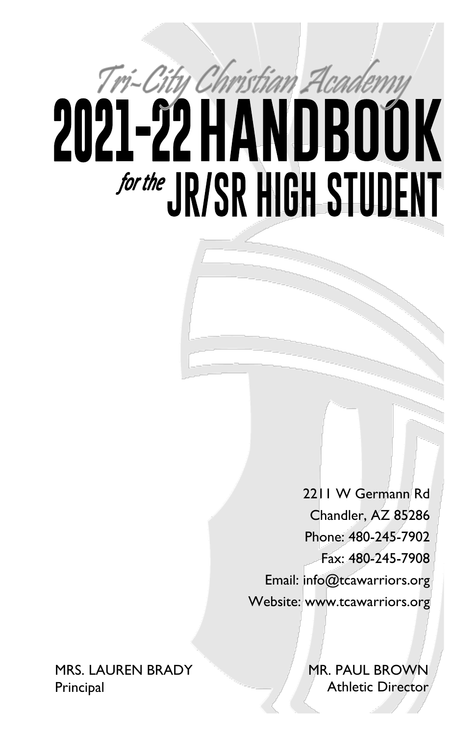*Tri-City Christian Academy*

# 2021-22 HANDBOOK

## *for the* JR/SR HIGH STUDENT

2211 W Germann Rd
Chandler, AZ 85286
Phone: 480-245-7902
Fax: 480-245-7908
Email: info@tcawarriors.org
Website: www.tcawarriors.org

MRS. LAUREN BRADY
Principal

MR. PAUL BROWN
Athletic Director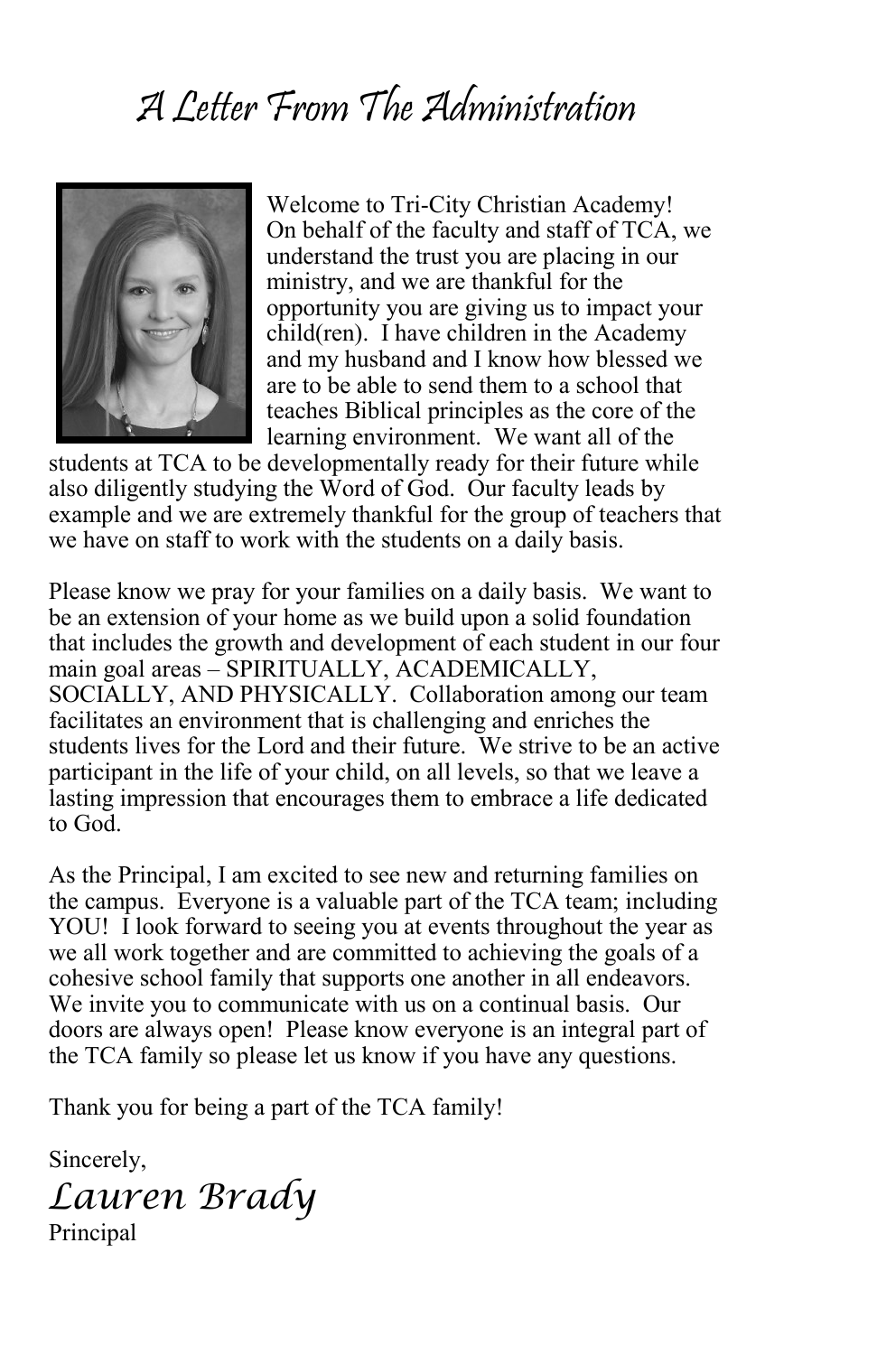# A Letter From The Administration

Welcome to Tri-City Christian Academy! On behalf of the faculty and staff of TCA, we understand the trust you are placing in our ministry, and we are thankful for the opportunity you are giving us to impact your child(ren). I have children in the Academy and my husband and I know how blessed we are to be able to send them to a school that teaches Biblical principles as the core of the learning environment. We want all of the students at TCA to be developmentally ready for their future while also diligently studying the Word of God. Our faculty leads by example and we are extremely thankful for the group of teachers that we have on staff to work with the students on a daily basis.

Please know we pray for your families on a daily basis. We want to be an extension of your home as we build upon a solid foundation that includes the growth and development of each student in our four main goal areas – SPIRITUALLY, ACADEMICALLY, SOCIALLY, AND PHYSICALLY. Collaboration among our team facilitates an environment that is challenging and enriches the students lives for the Lord and their future. We strive to be an active participant in the life of your child, on all levels, so that we leave a lasting impression that encourages them to embrace a life dedicated to God.

As the Principal, I am excited to see new and returning families on the campus. Everyone is a valuable part of the TCA team; including YOU! I look forward to seeing you at events throughout the year as we all work together and are committed to achieving the goals of a cohesive school family that supports one another in all endeavors. We invite you to communicate with us on a continual basis. Our doors are always open! Please know everyone is an integral part of the TCA family so please let us know if you have any questions.

Thank you for being a part of the TCA family!

Sincerely,

*Lauren Brady*

Principal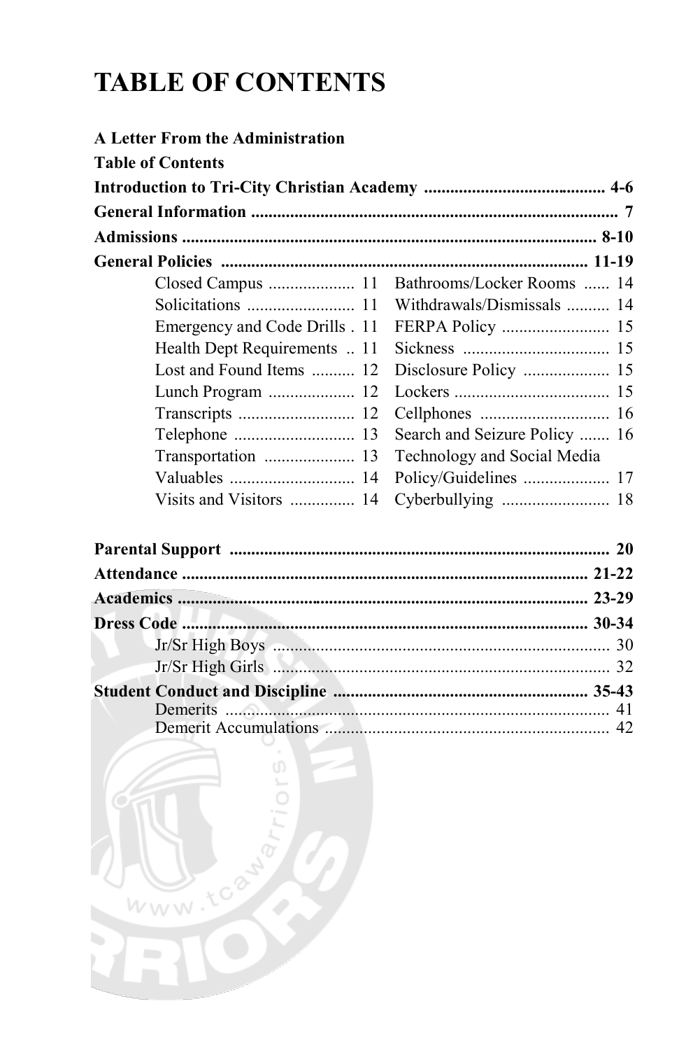# TABLE OF CONTENTS

**A Letter From the Administration**

**Table of Contents**

**Introduction to Tri-City Christian Academy .......................................... 4-6**

**General Information ...................................................................................... 7**

**Admissions ................................................................................................ 8-10**

**General Policies ..................................................................................... 11-19**

| | | | |
|---|---|---|---|
| Closed Campus | 11 | Bathrooms/Locker Rooms | 14 |
| Solicitations | 11 | Withdrawals/Dismissals | 14 |
| Emergency and Code Drills | 11 | FERPA Policy | 15 |
| Health Dept Requirements | 11 | Sickness | 15 |
| Lost and Found Items | 12 | Disclosure Policy | 15 |
| Lunch Program | 12 | Lockers | 15 |
| Transcripts | 12 | Cellphones | 16 |
| Telephone | 13 | Search and Seizure Policy | 16 |
| Transportation | 13 | Technology and Social Media Policy/Guidelines | 17 |
| Valuables | 14 | Cyberbullying | 18 |
| Visits and Visitors | 14 | | |

**Parental Support ........................................................................................ 20**

**Attendance .............................................................................................. 21-22**

**Academics ............................................................................................... 23-29**

**Dress Code .............................................................................................. 30-34**

- Jr/Sr High Boys ............................................................................. 30
- Jr/Sr High Girls ............................................................................. 32

**Student Conduct and Discipline ........................................................... 35-43**

- Demerits ......................................................................................... 41
- Demerit Accumulations ................................................................. 42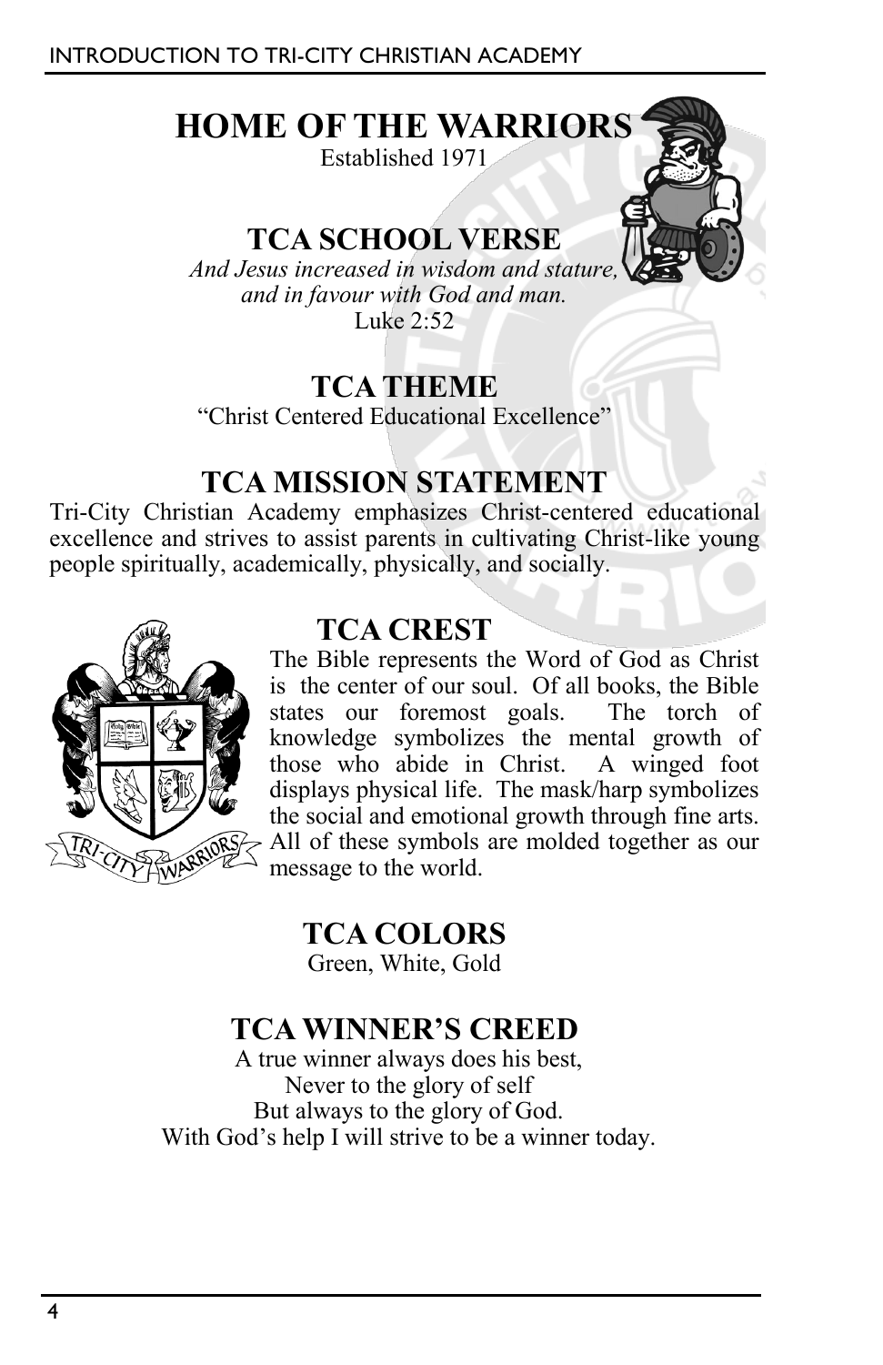# HOME OF THE WARRIORS

Established 1971

## TCA SCHOOL VERSE

*And Jesus increased in wisdom and stature, and in favour with God and man.*
Luke 2:52

## TCA THEME

"Christ Centered Educational Excellence"

## TCA MISSION STATEMENT

Tri-City Christian Academy emphasizes Christ-centered educational excellence and strives to assist parents in cultivating Christ-like young people spiritually, academically, physically, and socially.

## TCA CREST

The Bible represents the Word of God as Christ is the center of our soul. Of all books, the Bible states our foremost goals. The torch of knowledge symbolizes the mental growth of those who abide in Christ. A winged foot displays physical life. The mask/harp symbolizes the social and emotional growth through fine arts. All of these symbols are molded together as our message to the world.

## TCA COLORS

Green, White, Gold

## TCA WINNER'S CREED

A true winner always does his best,
Never to the glory of self
But always to the glory of God.
With God's help I will strive to be a winner today.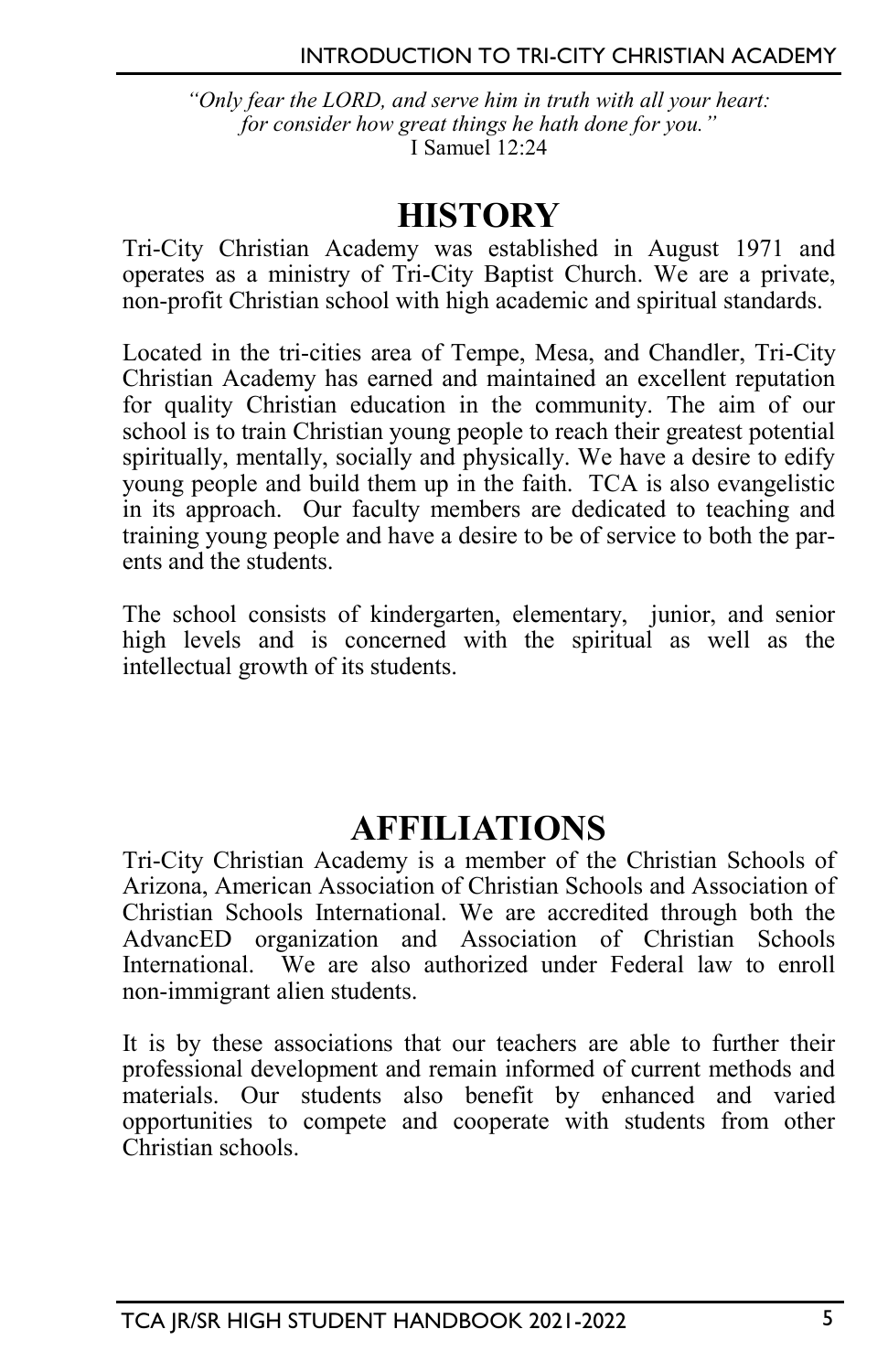*"Only fear the LORD, and serve him in truth with all your heart: for consider how great things he hath done for you."*
I Samuel 12:24

# HISTORY

Tri-City Christian Academy was established in August 1971 and operates as a ministry of Tri-City Baptist Church. We are a private, non-profit Christian school with high academic and spiritual standards.

Located in the tri-cities area of Tempe, Mesa, and Chandler, Tri-City Christian Academy has earned and maintained an excellent reputation for quality Christian education in the community. The aim of our school is to train Christian young people to reach their greatest potential spiritually, mentally, socially and physically. We have a desire to edify young people and build them up in the faith. TCA is also evangelistic in its approach. Our faculty members are dedicated to teaching and training young people and have a desire to be of service to both the parents and the students.

The school consists of kindergarten, elementary, junior, and senior high levels and is concerned with the spiritual as well as the intellectual growth of its students.

# AFFILIATIONS

Tri-City Christian Academy is a member of the Christian Schools of Arizona, American Association of Christian Schools and Association of Christian Schools International. We are accredited through both the AdvancED organization and Association of Christian Schools International. We are also authorized under Federal law to enroll non-immigrant alien students.

It is by these associations that our teachers are able to further their professional development and remain informed of current methods and materials. Our students also benefit by enhanced and varied opportunities to compete and cooperate with students from other Christian schools.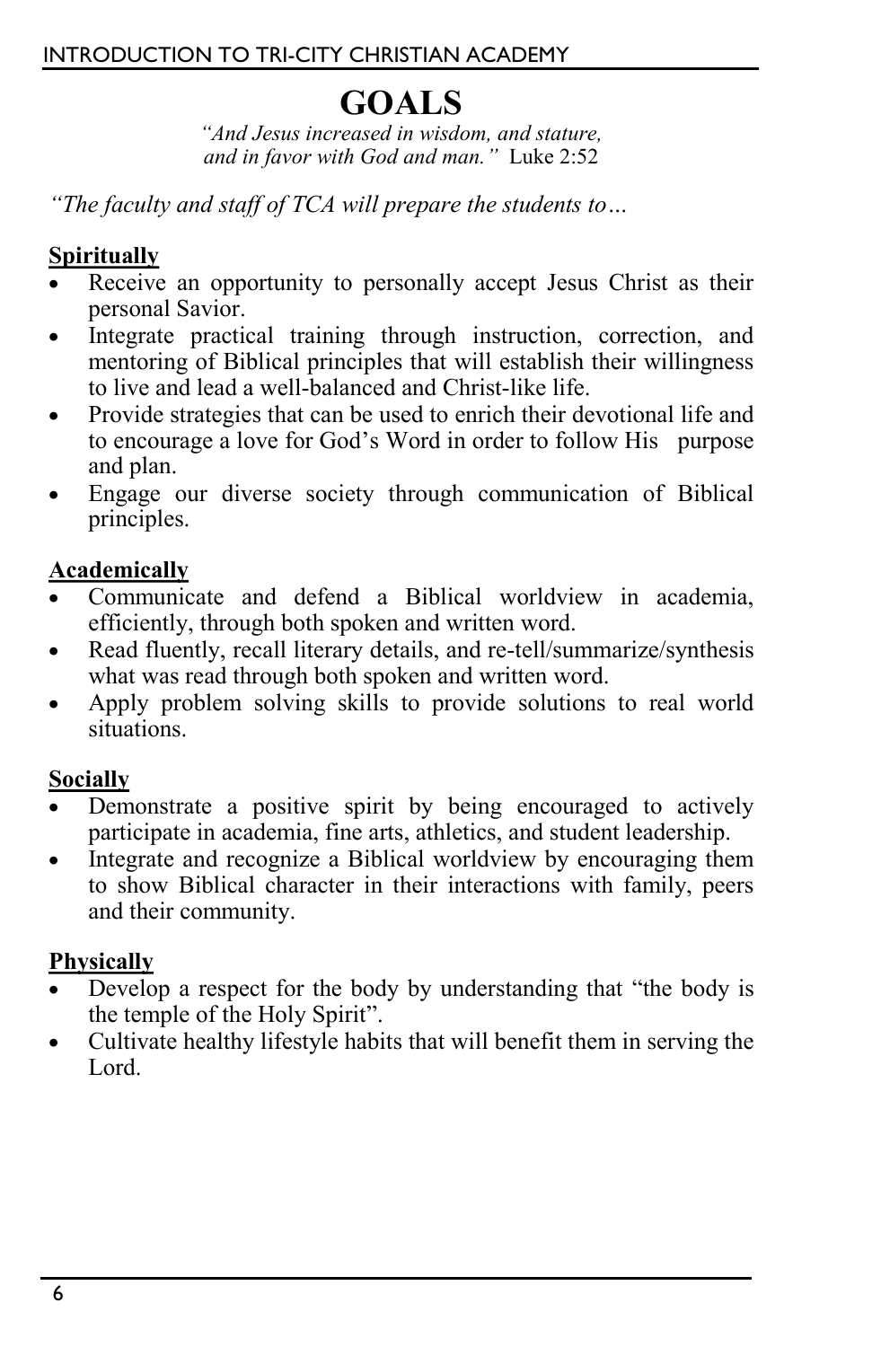# GOALS

*"And Jesus increased in wisdom, and stature, and in favor with God and man."* Luke 2:52

*"The faculty and staff of TCA will prepare the students to…*

**Spiritually**

- Receive an opportunity to personally accept Jesus Christ as their personal Savior.
- Integrate practical training through instruction, correction, and mentoring of Biblical principles that will establish their willingness to live and lead a well-balanced and Christ-like life.
- Provide strategies that can be used to enrich their devotional life and to encourage a love for God's Word in order to follow His purpose and plan.
- Engage our diverse society through communication of Biblical principles.

**Academically**

- Communicate and defend a Biblical worldview in academia, efficiently, through both spoken and written word.
- Read fluently, recall literary details, and re-tell/summarize/synthesis what was read through both spoken and written word.
- Apply problem solving skills to provide solutions to real world situations.

**Socially**

- Demonstrate a positive spirit by being encouraged to actively participate in academia, fine arts, athletics, and student leadership.
- Integrate and recognize a Biblical worldview by encouraging them to show Biblical character in their interactions with family, peers and their community.

**Physically**

- Develop a respect for the body by understanding that "the body is the temple of the Holy Spirit".
- Cultivate healthy lifestyle habits that will benefit them in serving the Lord.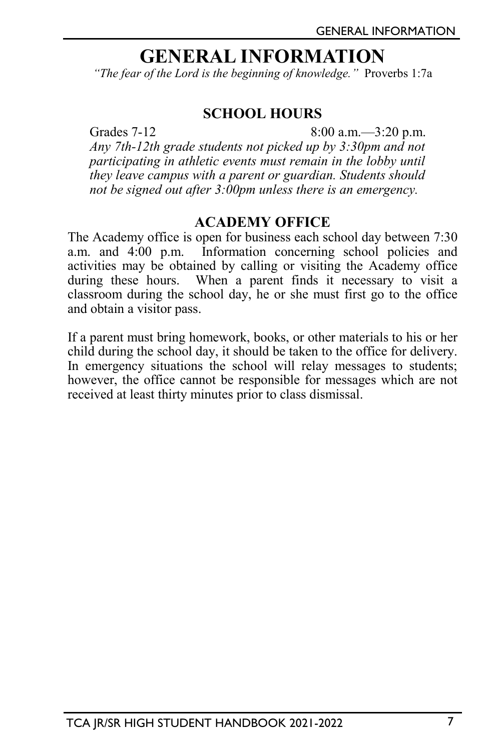# GENERAL INFORMATION

*"The fear of the Lord is the beginning of knowledge."* Proverbs 1:7a

## SCHOOL HOURS

Grades 7-12 8:00 a.m.—3:20 p.m.

*Any 7th-12th grade students not picked up by 3:30pm and not participating in athletic events must remain in the lobby until they leave campus with a parent or guardian. Students should not be signed out after 3:00pm unless there is an emergency.*

## ACADEMY OFFICE

The Academy office is open for business each school day between 7:30 a.m. and 4:00 p.m. Information concerning school policies and activities may be obtained by calling or visiting the Academy office during these hours. When a parent finds it necessary to visit a classroom during the school day, he or she must first go to the office and obtain a visitor pass.

If a parent must bring homework, books, or other materials to his or her child during the school day, it should be taken to the office for delivery. In emergency situations the school will relay messages to students; however, the office cannot be responsible for messages which are not received at least thirty minutes prior to class dismissal.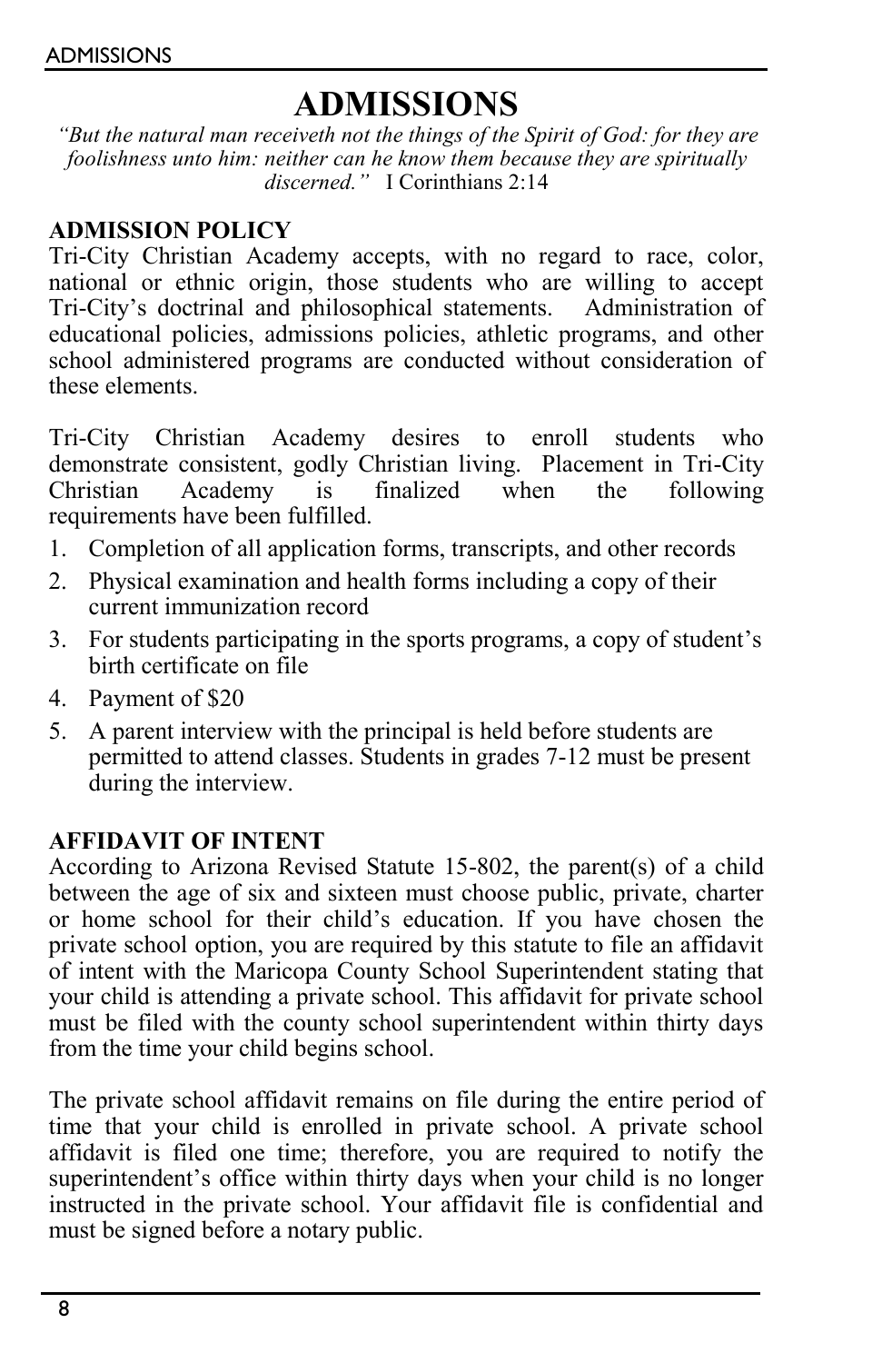# ADMISSIONS

*"But the natural man receiveth not the things of the Spirit of God: for they are foolishness unto him: neither can he know them because they are spiritually discerned."* I Corinthians 2:14

### ADMISSION POLICY

Tri-City Christian Academy accepts, with no regard to race, color, national or ethnic origin, those students who are willing to accept Tri-City's doctrinal and philosophical statements. Administration of educational policies, admissions policies, athletic programs, and other school administered programs are conducted without consideration of these elements.

Tri-City Christian Academy desires to enroll students who demonstrate consistent, godly Christian living. Placement in Tri-City Christian Academy is finalized when the following requirements have been fulfilled.

1. Completion of all application forms, transcripts, and other records
2. Physical examination and health forms including a copy of their current immunization record
3. For students participating in the sports programs, a copy of student's birth certificate on file
4. Payment of $20
5. A parent interview with the principal is held before students are permitted to attend classes. Students in grades 7-12 must be present during the interview.

### AFFIDAVIT OF INTENT

According to Arizona Revised Statute 15-802, the parent(s) of a child between the age of six and sixteen must choose public, private, charter or home school for their child's education. If you have chosen the private school option, you are required by this statute to file an affidavit of intent with the Maricopa County School Superintendent stating that your child is attending a private school. This affidavit for private school must be filed with the county school superintendent within thirty days from the time your child begins school.

The private school affidavit remains on file during the entire period of time that your child is enrolled in private school. A private school affidavit is filed one time; therefore, you are required to notify the superintendent's office within thirty days when your child is no longer instructed in the private school. Your affidavit file is confidential and must be signed before a notary public.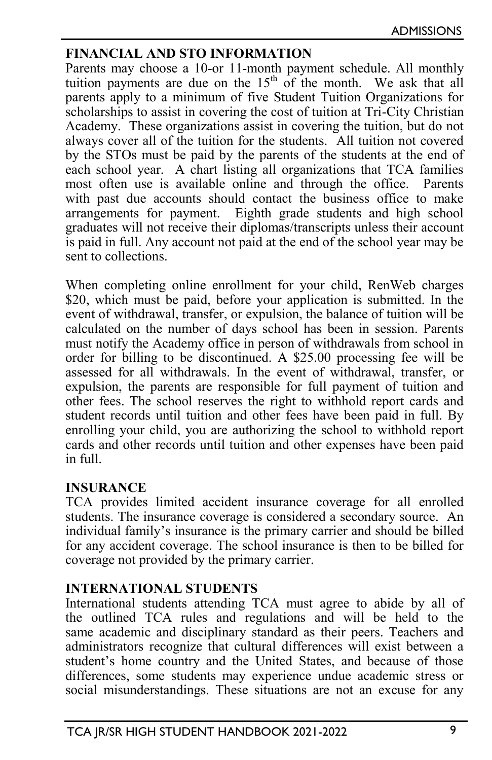## FINANCIAL AND STO INFORMATION

Parents may choose a 10-or 11-month payment schedule. All monthly tuition payments are due on the 15th of the month. We ask that all parents apply to a minimum of five Student Tuition Organizations for scholarships to assist in covering the cost of tuition at Tri-City Christian Academy. These organizations assist in covering the tuition, but do not always cover all of the tuition for the students. All tuition not covered by the STOs must be paid by the parents of the students at the end of each school year. A chart listing all organizations that TCA families most often use is available online and through the office. Parents with past due accounts should contact the business office to make arrangements for payment. Eighth grade students and high school graduates will not receive their diplomas/transcripts unless their account is paid in full. Any account not paid at the end of the school year may be sent to collections.

When completing online enrollment for your child, RenWeb charges $20, which must be paid, before your application is submitted. In the event of withdrawal, transfer, or expulsion, the balance of tuition will be calculated on the number of days school has been in session. Parents must notify the Academy office in person of withdrawals from school in order for billing to be discontinued. A $25.00 processing fee will be assessed for all withdrawals. In the event of withdrawal, transfer, or expulsion, the parents are responsible for full payment of tuition and other fees. The school reserves the right to withhold report cards and student records until tuition and other fees have been paid in full. By enrolling your child, you are authorizing the school to withhold report cards and other records until tuition and other expenses have been paid in full.

## INSURANCE

TCA provides limited accident insurance coverage for all enrolled students. The insurance coverage is considered a secondary source. An individual family's insurance is the primary carrier and should be billed for any accident coverage. The school insurance is then to be billed for coverage not provided by the primary carrier.

## INTERNATIONAL STUDENTS

International students attending TCA must agree to abide by all of the outlined TCA rules and regulations and will be held to the same academic and disciplinary standard as their peers. Teachers and administrators recognize that cultural differences will exist between a student's home country and the United States, and because of those differences, some students may experience undue academic stress or social misunderstandings. These situations are not an excuse for any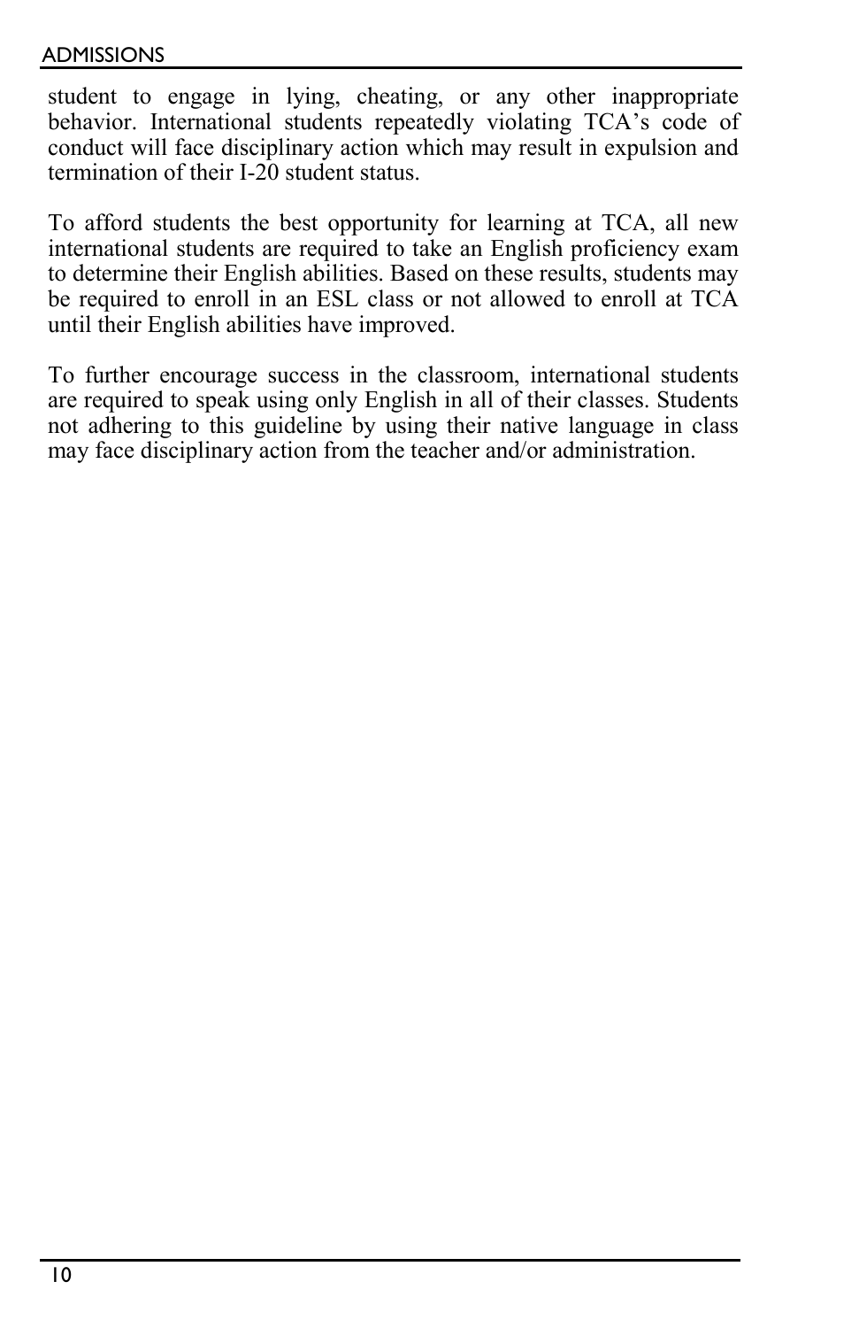student to engage in lying, cheating, or any other inappropriate behavior. International students repeatedly violating TCA's code of conduct will face disciplinary action which may result in expulsion and termination of their I-20 student status.

To afford students the best opportunity for learning at TCA, all new international students are required to take an English proficiency exam to determine their English abilities. Based on these results, students may be required to enroll in an ESL class or not allowed to enroll at TCA until their English abilities have improved.

To further encourage success in the classroom, international students are required to speak using only English in all of their classes. Students not adhering to this guideline by using their native language in class may face disciplinary action from the teacher and/or administration.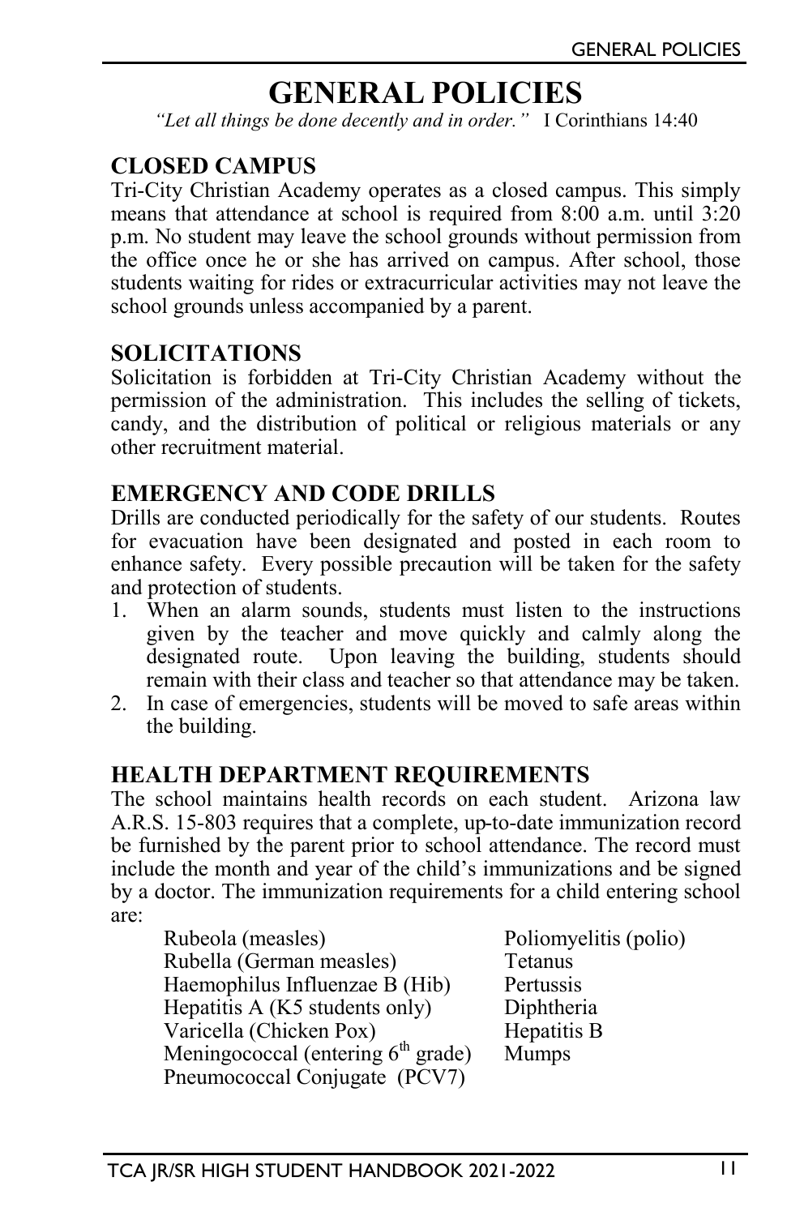# GENERAL POLICIES

*"Let all things be done decently and in order."* I Corinthians 14:40

## CLOSED CAMPUS

Tri-City Christian Academy operates as a closed campus. This simply means that attendance at school is required from 8:00 a.m. until 3:20 p.m. No student may leave the school grounds without permission from the office once he or she has arrived on campus. After school, those students waiting for rides or extracurricular activities may not leave the school grounds unless accompanied by a parent.

## SOLICITATIONS

Solicitation is forbidden at Tri-City Christian Academy without the permission of the administration. This includes the selling of tickets, candy, and the distribution of political or religious materials or any other recruitment material.

## EMERGENCY AND CODE DRILLS

Drills are conducted periodically for the safety of our students. Routes for evacuation have been designated and posted in each room to enhance safety. Every possible precaution will be taken for the safety and protection of students.

1. When an alarm sounds, students must listen to the instructions given by the teacher and move quickly and calmly along the designated route. Upon leaving the building, students should remain with their class and teacher so that attendance may be taken.
2. In case of emergencies, students will be moved to safe areas within the building.

## HEALTH DEPARTMENT REQUIREMENTS

The school maintains health records on each student. Arizona law A.R.S. 15-803 requires that a complete, up-to-date immunization record be furnished by the parent prior to school attendance. The record must include the month and year of the child's immunizations and be signed by a doctor. The immunization requirements for a child entering school are:

- Rubeola (measles)
- Rubella (German measles)
- Haemophilus Influenzae B (Hib)
- Hepatitis A (K5 students only)
- Varicella (Chicken Pox)
- Meningococcal (entering 6th grade)
- Pneumococcal Conjugate (PCV7)
- Poliomyelitis (polio)
- Tetanus
- Pertussis
- Diphtheria
- Hepatitis B
- Mumps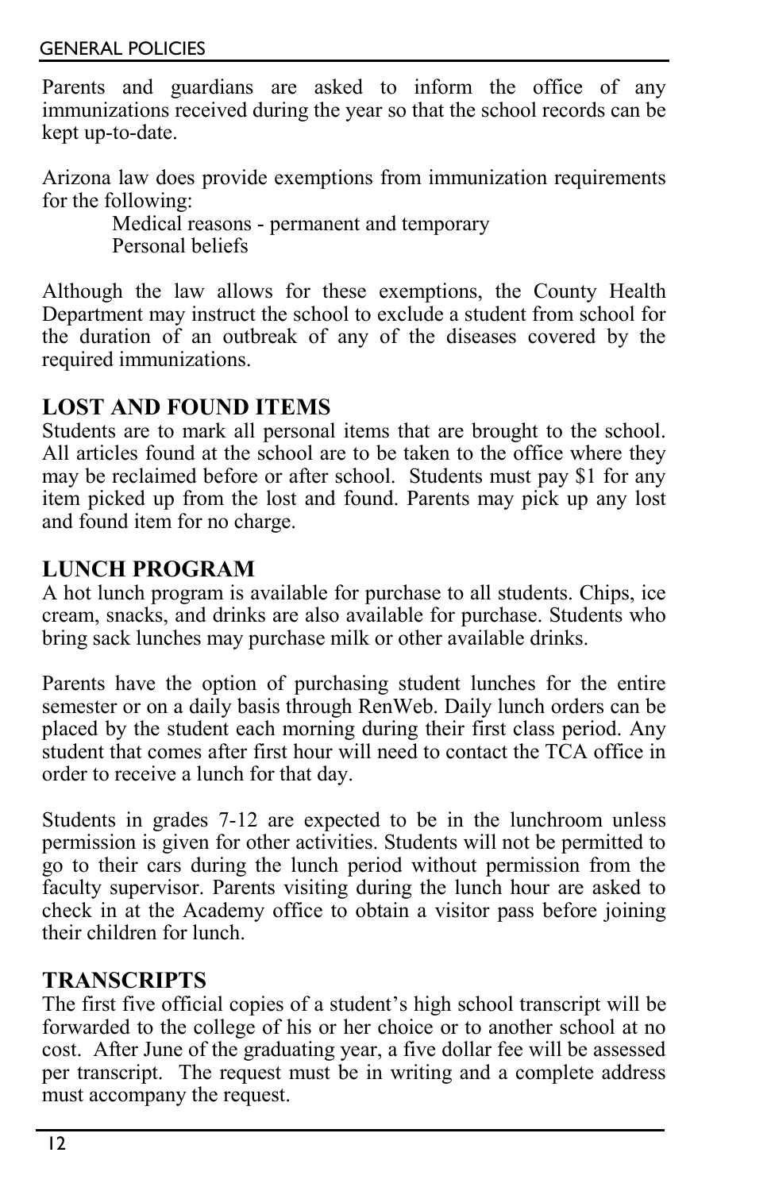Parents and guardians are asked to inform the office of any immunizations received during the year so that the school records can be kept up-to-date.

Arizona law does provide exemptions from immunization requirements for the following:

Medical reasons - permanent and temporary
Personal beliefs

Although the law allows for these exemptions, the County Health Department may instruct the school to exclude a student from school for the duration of an outbreak of any of the diseases covered by the required immunizations.

## LOST AND FOUND ITEMS

Students are to mark all personal items that are brought to the school. All articles found at the school are to be taken to the office where they may be reclaimed before or after school. Students must pay $1 for any item picked up from the lost and found. Parents may pick up any lost and found item for no charge.

## LUNCH PROGRAM

A hot lunch program is available for purchase to all students. Chips, ice cream, snacks, and drinks are also available for purchase. Students who bring sack lunches may purchase milk or other available drinks.

Parents have the option of purchasing student lunches for the entire semester or on a daily basis through RenWeb. Daily lunch orders can be placed by the student each morning during their first class period. Any student that comes after first hour will need to contact the TCA office in order to receive a lunch for that day.

Students in grades 7-12 are expected to be in the lunchroom unless permission is given for other activities. Students will not be permitted to go to their cars during the lunch period without permission from the faculty supervisor. Parents visiting during the lunch hour are asked to check in at the Academy office to obtain a visitor pass before joining their children for lunch.

## TRANSCRIPTS

The first five official copies of a student's high school transcript will be forwarded to the college of his or her choice or to another school at no cost. After June of the graduating year, a five dollar fee will be assessed per transcript. The request must be in writing and a complete address must accompany the request.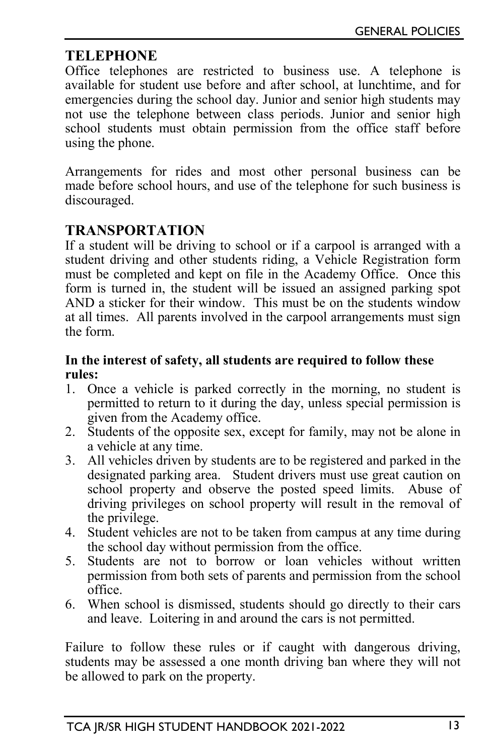## TELEPHONE

Office telephones are restricted to business use. A telephone is available for student use before and after school, at lunchtime, and for emergencies during the school day. Junior and senior high students may not use the telephone between class periods. Junior and senior high school students must obtain permission from the office staff before using the phone.

Arrangements for rides and most other personal business can be made before school hours, and use of the telephone for such business is discouraged.

## TRANSPORTATION

If a student will be driving to school or if a carpool is arranged with a student driving and other students riding, a Vehicle Registration form must be completed and kept on file in the Academy Office. Once this form is turned in, the student will be issued an assigned parking spot AND a sticker for their window. This must be on the students window at all times. All parents involved in the carpool arrangements must sign the form.

**In the interest of safety, all students are required to follow these rules:**

1. Once a vehicle is parked correctly in the morning, no student is permitted to return to it during the day, unless special permission is given from the Academy office.
2. Students of the opposite sex, except for family, may not be alone in a vehicle at any time.
3. All vehicles driven by students are to be registered and parked in the designated parking area. Student drivers must use great caution on school property and observe the posted speed limits. Abuse of driving privileges on school property will result in the removal of the privilege.
4. Student vehicles are not to be taken from campus at any time during the school day without permission from the office.
5. Students are not to borrow or loan vehicles without written permission from both sets of parents and permission from the school office.
6. When school is dismissed, students should go directly to their cars and leave. Loitering in and around the cars is not permitted.

Failure to follow these rules or if caught with dangerous driving, students may be assessed a one month driving ban where they will not be allowed to park on the property.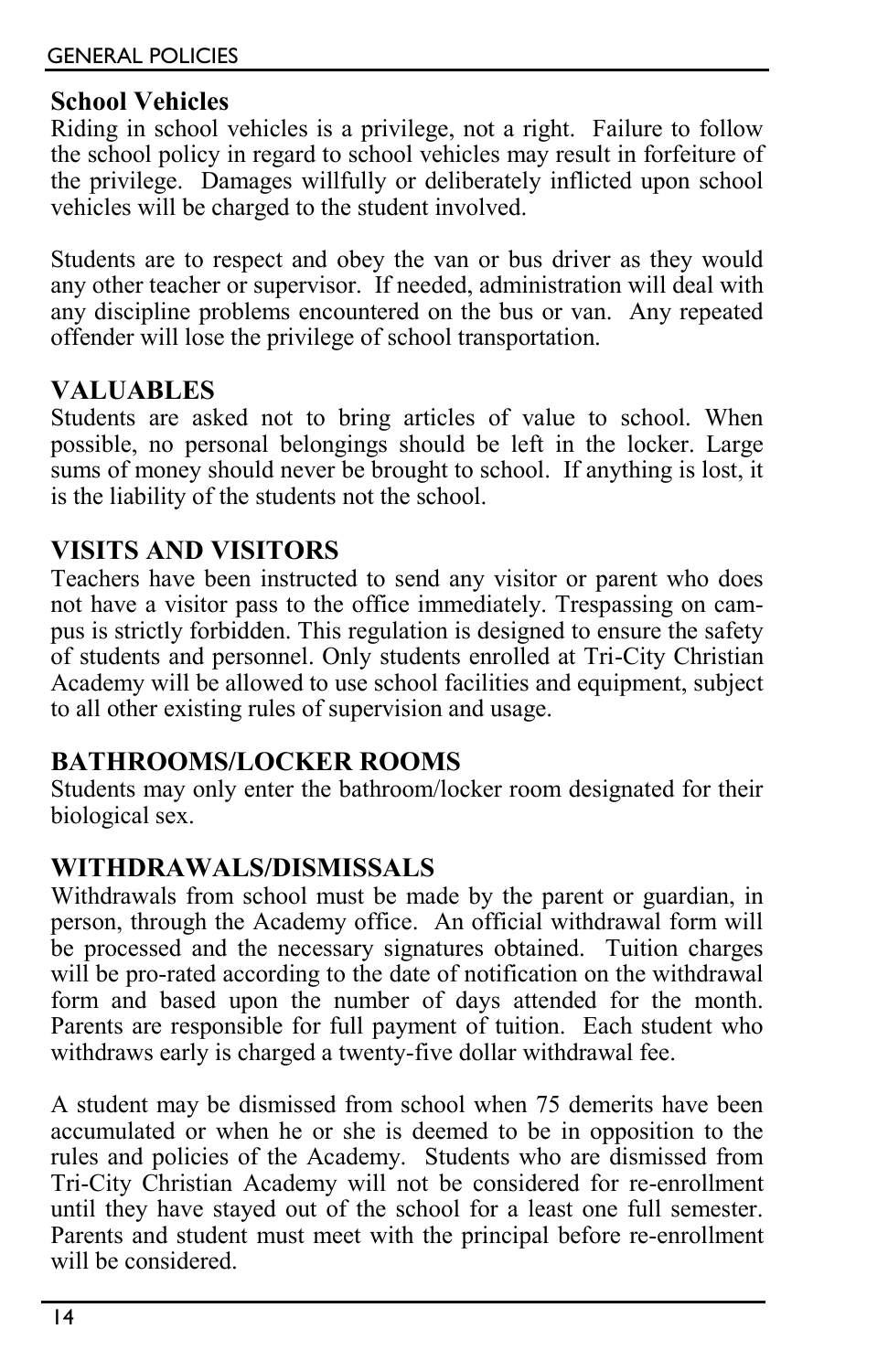## School Vehicles

Riding in school vehicles is a privilege, not a right. Failure to follow the school policy in regard to school vehicles may result in forfeiture of the privilege. Damages willfully or deliberately inflicted upon school vehicles will be charged to the student involved.

Students are to respect and obey the van or bus driver as they would any other teacher or supervisor. If needed, administration will deal with any discipline problems encountered on the bus or van. Any repeated offender will lose the privilege of school transportation.

## VALUABLES

Students are asked not to bring articles of value to school. When possible, no personal belongings should be left in the locker. Large sums of money should never be brought to school. If anything is lost, it is the liability of the students not the school.

## VISITS AND VISITORS

Teachers have been instructed to send any visitor or parent who does not have a visitor pass to the office immediately. Trespassing on campus is strictly forbidden. This regulation is designed to ensure the safety of students and personnel. Only students enrolled at Tri-City Christian Academy will be allowed to use school facilities and equipment, subject to all other existing rules of supervision and usage.

## BATHROOMS/LOCKER ROOMS

Students may only enter the bathroom/locker room designated for their biological sex.

## WITHDRAWALS/DISMISSALS

Withdrawals from school must be made by the parent or guardian, in person, through the Academy office. An official withdrawal form will be processed and the necessary signatures obtained. Tuition charges will be pro-rated according to the date of notification on the withdrawal form and based upon the number of days attended for the month. Parents are responsible for full payment of tuition. Each student who withdraws early is charged a twenty-five dollar withdrawal fee.

A student may be dismissed from school when 75 demerits have been accumulated or when he or she is deemed to be in opposition to the rules and policies of the Academy. Students who are dismissed from Tri-City Christian Academy will not be considered for re-enrollment until they have stayed out of the school for a least one full semester. Parents and student must meet with the principal before re-enrollment will be considered.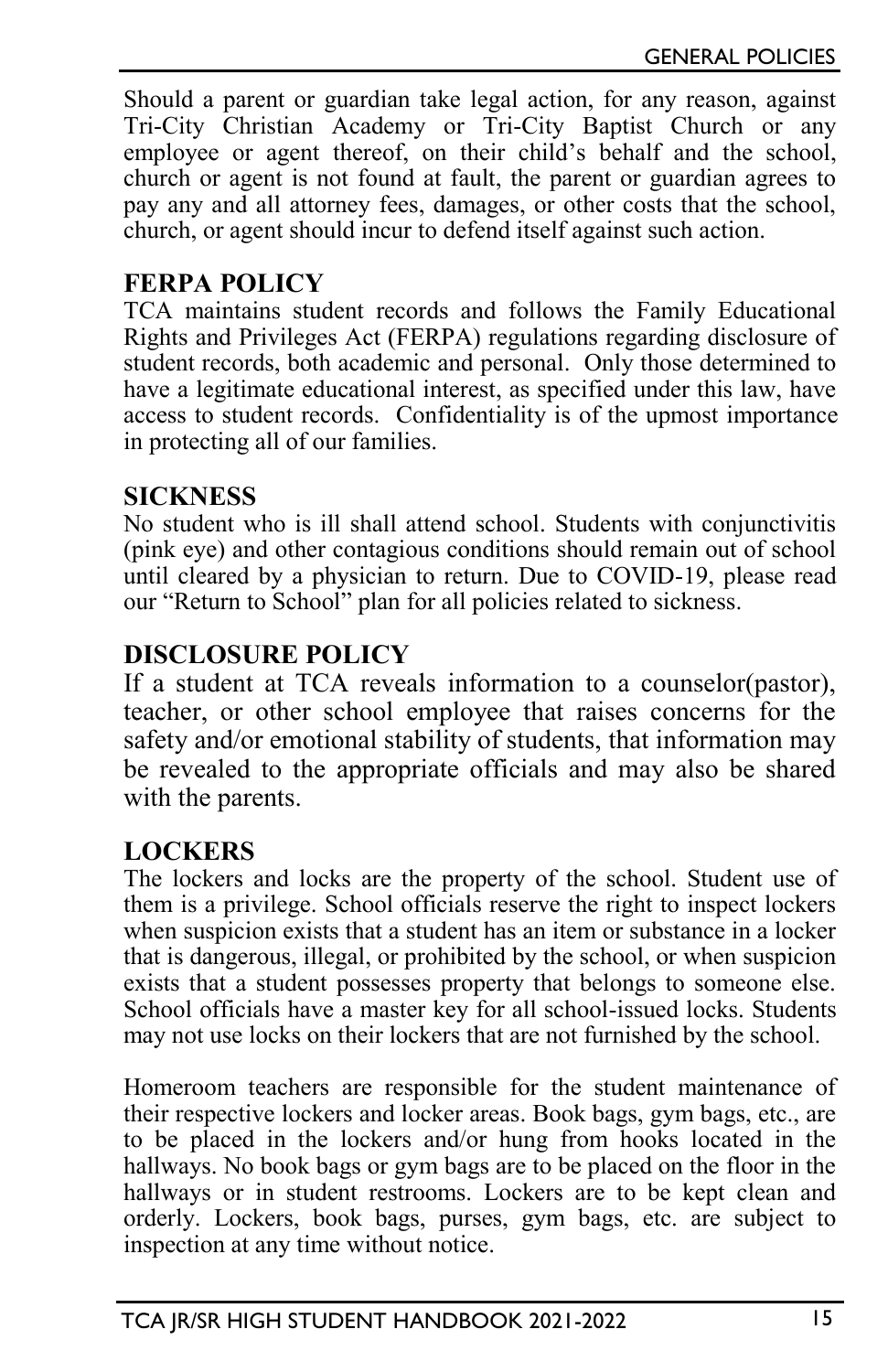Should a parent or guardian take legal action, for any reason, against Tri-City Christian Academy or Tri-City Baptist Church or any employee or agent thereof, on their child's behalf and the school, church or agent is not found at fault, the parent or guardian agrees to pay any and all attorney fees, damages, or other costs that the school, church, or agent should incur to defend itself against such action.

## FERPA POLICY

TCA maintains student records and follows the Family Educational Rights and Privileges Act (FERPA) regulations regarding disclosure of student records, both academic and personal. Only those determined to have a legitimate educational interest, as specified under this law, have access to student records. Confidentiality is of the upmost importance in protecting all of our families.

## SICKNESS

No student who is ill shall attend school. Students with conjunctivitis (pink eye) and other contagious conditions should remain out of school until cleared by a physician to return. Due to COVID-19, please read our "Return to School" plan for all policies related to sickness.

## DISCLOSURE POLICY

If a student at TCA reveals information to a counselor(pastor), teacher, or other school employee that raises concerns for the safety and/or emotional stability of students, that information may be revealed to the appropriate officials and may also be shared with the parents.

## LOCKERS

The lockers and locks are the property of the school. Student use of them is a privilege. School officials reserve the right to inspect lockers when suspicion exists that a student has an item or substance in a locker that is dangerous, illegal, or prohibited by the school, or when suspicion exists that a student possesses property that belongs to someone else. School officials have a master key for all school-issued locks. Students may not use locks on their lockers that are not furnished by the school.

Homeroom teachers are responsible for the student maintenance of their respective lockers and locker areas. Book bags, gym bags, etc., are to be placed in the lockers and/or hung from hooks located in the hallways. No book bags or gym bags are to be placed on the floor in the hallways or in student restrooms. Lockers are to be kept clean and orderly. Lockers, book bags, purses, gym bags, etc. are subject to inspection at any time without notice.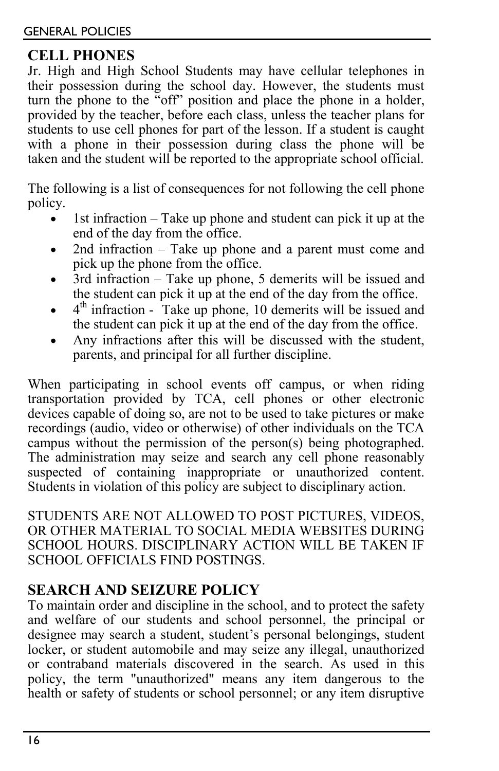## CELL PHONES

Jr. High and High School Students may have cellular telephones in their possession during the school day. However, the students must turn the phone to the "off" position and place the phone in a holder, provided by the teacher, before each class, unless the teacher plans for students to use cell phones for part of the lesson. If a student is caught with a phone in their possession during class the phone will be taken and the student will be reported to the appropriate school official.

The following is a list of consequences for not following the cell phone policy.

- 1st infraction – Take up phone and student can pick it up at the end of the day from the office.
- 2nd infraction – Take up phone and a parent must come and pick up the phone from the office.
- 3rd infraction – Take up phone, 5 demerits will be issued and the student can pick it up at the end of the day from the office.
- 4th infraction - Take up phone, 10 demerits will be issued and the student can pick it up at the end of the day from the office.
- Any infractions after this will be discussed with the student, parents, and principal for all further discipline.

When participating in school events off campus, or when riding transportation provided by TCA, cell phones or other electronic devices capable of doing so, are not to be used to take pictures or make recordings (audio, video or otherwise) of other individuals on the TCA campus without the permission of the person(s) being photographed. The administration may seize and search any cell phone reasonably suspected of containing inappropriate or unauthorized content. Students in violation of this policy are subject to disciplinary action.

STUDENTS ARE NOT ALLOWED TO POST PICTURES, VIDEOS, OR OTHER MATERIAL TO SOCIAL MEDIA WEBSITES DURING SCHOOL HOURS. DISCIPLINARY ACTION WILL BE TAKEN IF SCHOOL OFFICIALS FIND POSTINGS.

## SEARCH AND SEIZURE POLICY

To maintain order and discipline in the school, and to protect the safety and welfare of our students and school personnel, the principal or designee may search a student, student's personal belongings, student locker, or student automobile and may seize any illegal, unauthorized or contraband materials discovered in the search. As used in this policy, the term "unauthorized" means any item dangerous to the health or safety of students or school personnel; or any item disruptive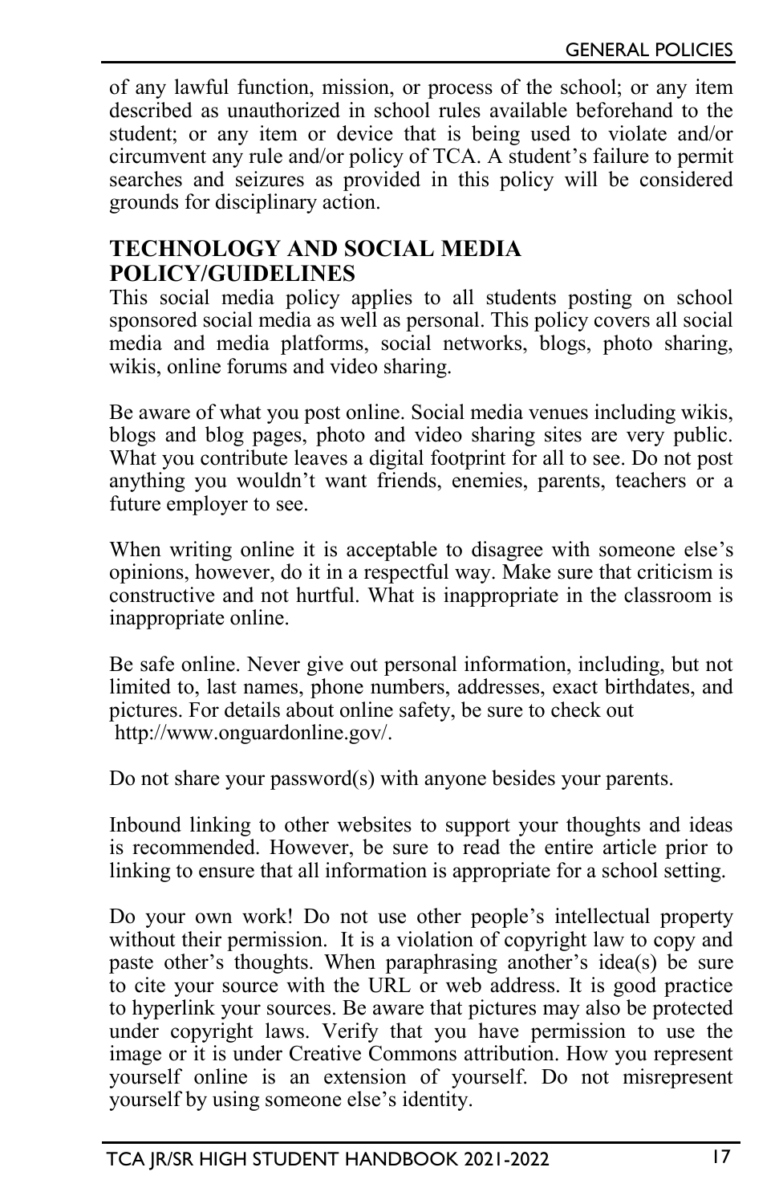of any lawful function, mission, or process of the school; or any item described as unauthorized in school rules available beforehand to the student; or any item or device that is being used to violate and/or circumvent any rule and/or policy of TCA. A student's failure to permit searches and seizures as provided in this policy will be considered grounds for disciplinary action.

## TECHNOLOGY AND SOCIAL MEDIA POLICY/GUIDELINES

This social media policy applies to all students posting on school sponsored social media as well as personal. This policy covers all social media and media platforms, social networks, blogs, photo sharing, wikis, online forums and video sharing.

Be aware of what you post online. Social media venues including wikis, blogs and blog pages, photo and video sharing sites are very public. What you contribute leaves a digital footprint for all to see. Do not post anything you wouldn't want friends, enemies, parents, teachers or a future employer to see.

When writing online it is acceptable to disagree with someone else's opinions, however, do it in a respectful way. Make sure that criticism is constructive and not hurtful. What is inappropriate in the classroom is inappropriate online.

Be safe online. Never give out personal information, including, but not limited to, last names, phone numbers, addresses, exact birthdates, and pictures. For details about online safety, be sure to check out http://www.onguardonline.gov/.

Do not share your password(s) with anyone besides your parents.

Inbound linking to other websites to support your thoughts and ideas is recommended. However, be sure to read the entire article prior to linking to ensure that all information is appropriate for a school setting.

Do your own work! Do not use other people's intellectual property without their permission. It is a violation of copyright law to copy and paste other's thoughts. When paraphrasing another's idea(s) be sure to cite your source with the URL or web address. It is good practice to hyperlink your sources. Be aware that pictures may also be protected under copyright laws. Verify that you have permission to use the image or it is under Creative Commons attribution. How you represent yourself online is an extension of yourself. Do not misrepresent yourself by using someone else's identity.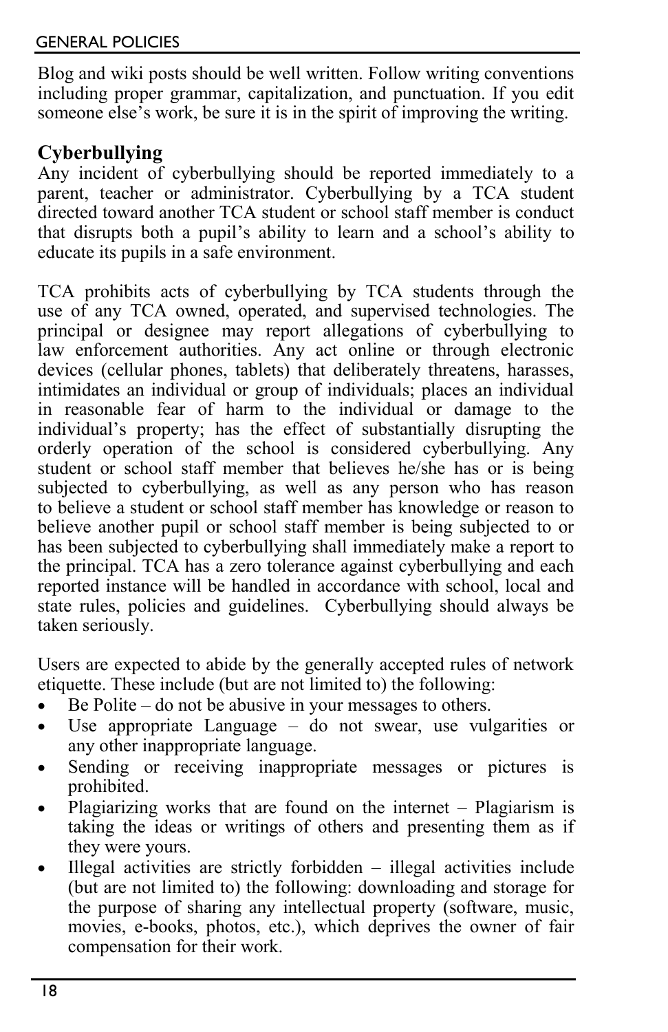Blog and wiki posts should be well written. Follow writing conventions including proper grammar, capitalization, and punctuation. If you edit someone else's work, be sure it is in the spirit of improving the writing.

## Cyberbullying

Any incident of cyberbullying should be reported immediately to a parent, teacher or administrator. Cyberbullying by a TCA student directed toward another TCA student or school staff member is conduct that disrupts both a pupil's ability to learn and a school's ability to educate its pupils in a safe environment.

TCA prohibits acts of cyberbullying by TCA students through the use of any TCA owned, operated, and supervised technologies. The principal or designee may report allegations of cyberbullying to law enforcement authorities. Any act online or through electronic devices (cellular phones, tablets) that deliberately threatens, harasses, intimidates an individual or group of individuals; places an individual in reasonable fear of harm to the individual or damage to the individual's property; has the effect of substantially disrupting the orderly operation of the school is considered cyberbullying. Any student or school staff member that believes he/she has or is being subjected to cyberbullying, as well as any person who has reason to believe a student or school staff member has knowledge or reason to believe another pupil or school staff member is being subjected to or has been subjected to cyberbullying shall immediately make a report to the principal. TCA has a zero tolerance against cyberbullying and each reported instance will be handled in accordance with school, local and state rules, policies and guidelines. Cyberbullying should always be taken seriously.

Users are expected to abide by the generally accepted rules of network etiquette. These include (but are not limited to) the following:

- Be Polite – do not be abusive in your messages to others.
- Use appropriate Language – do not swear, use vulgarities or any other inappropriate language.
- Sending or receiving inappropriate messages or pictures is prohibited.
- Plagiarizing works that are found on the internet – Plagiarism is taking the ideas or writings of others and presenting them as if they were yours.
- Illegal activities are strictly forbidden – illegal activities include (but are not limited to) the following: downloading and storage for the purpose of sharing any intellectual property (software, music, movies, e-books, photos, etc.), which deprives the owner of fair compensation for their work.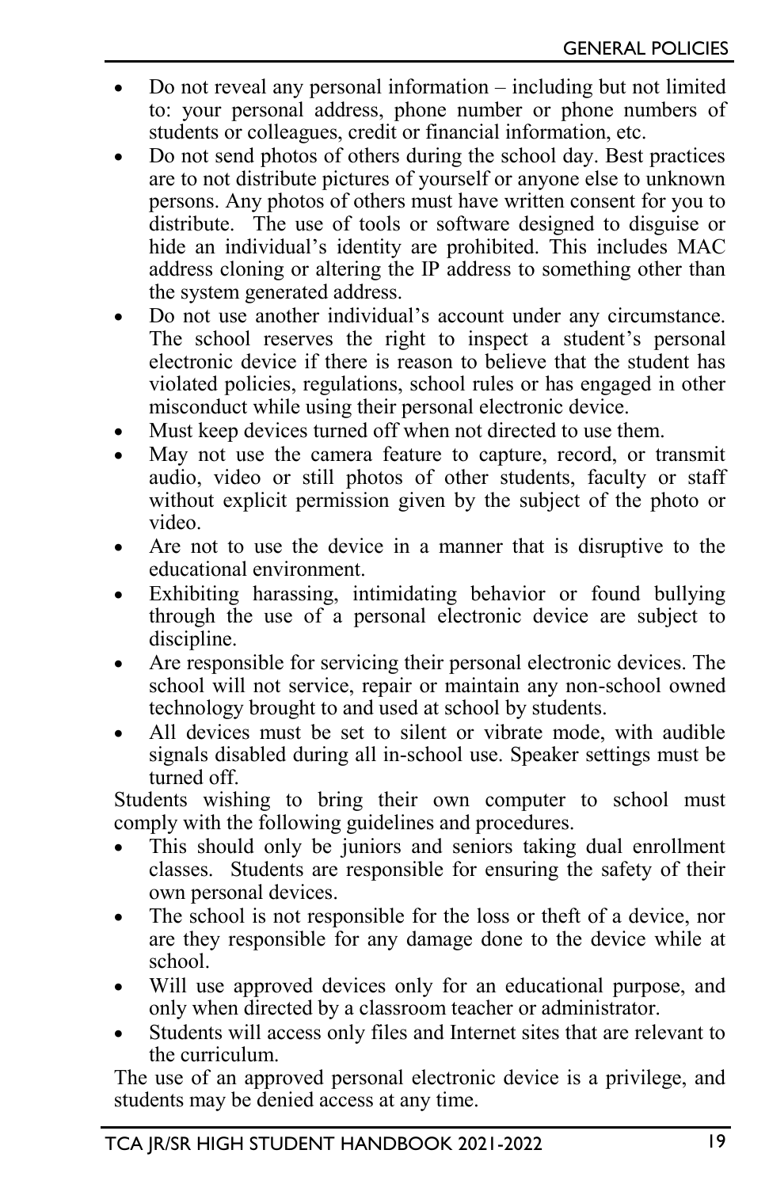- Do not reveal any personal information – including but not limited to: your personal address, phone number or phone numbers of students or colleagues, credit or financial information, etc.
- Do not send photos of others during the school day. Best practices are to not distribute pictures of yourself or anyone else to unknown persons. Any photos of others must have written consent for you to distribute. The use of tools or software designed to disguise or hide an individual's identity are prohibited. This includes MAC address cloning or altering the IP address to something other than the system generated address.
- Do not use another individual's account under any circumstance. The school reserves the right to inspect a student's personal electronic device if there is reason to believe that the student has violated policies, regulations, school rules or has engaged in other misconduct while using their personal electronic device.
- Must keep devices turned off when not directed to use them.
- May not use the camera feature to capture, record, or transmit audio, video or still photos of other students, faculty or staff without explicit permission given by the subject of the photo or video.
- Are not to use the device in a manner that is disruptive to the educational environment.
- Exhibiting harassing, intimidating behavior or found bullying through the use of a personal electronic device are subject to discipline.
- Are responsible for servicing their personal electronic devices. The school will not service, repair or maintain any non-school owned technology brought to and used at school by students.
- All devices must be set to silent or vibrate mode, with audible signals disabled during all in-school use. Speaker settings must be turned off.

Students wishing to bring their own computer to school must comply with the following guidelines and procedures.

- This should only be juniors and seniors taking dual enrollment classes. Students are responsible for ensuring the safety of their own personal devices.
- The school is not responsible for the loss or theft of a device, nor are they responsible for any damage done to the device while at school.
- Will use approved devices only for an educational purpose, and only when directed by a classroom teacher or administrator.
- Students will access only files and Internet sites that are relevant to the curriculum.

The use of an approved personal electronic device is a privilege, and students may be denied access at any time.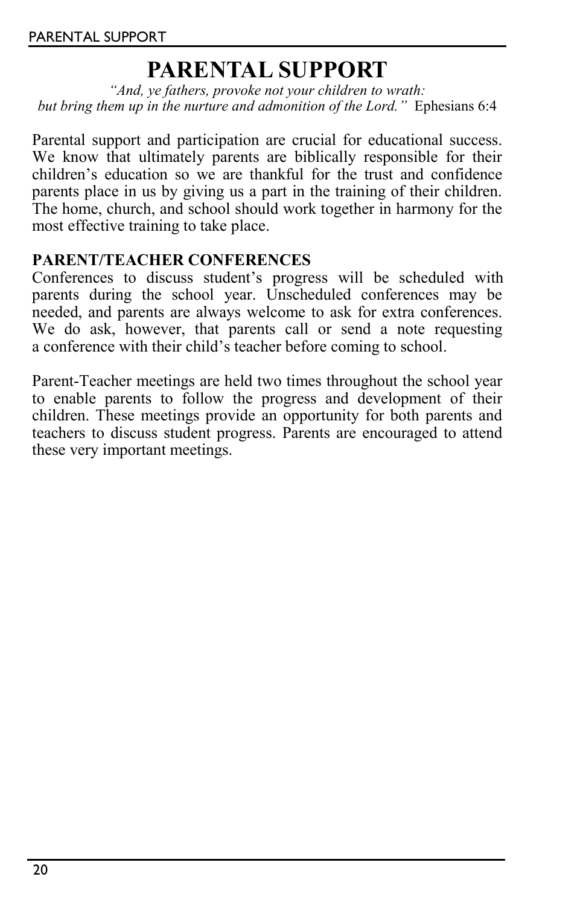# PARENTAL SUPPORT

*"And, ye fathers, provoke not your children to wrath:*
*but bring them up in the nurture and admonition of the Lord."* Ephesians 6:4

Parental support and participation are crucial for educational success. We know that ultimately parents are biblically responsible for their children's education so we are thankful for the trust and confidence parents place in us by giving us a part in the training of their children. The home, church, and school should work together in harmony for the most effective training to take place.

**PARENT/TEACHER CONFERENCES**

Conferences to discuss student's progress will be scheduled with parents during the school year. Unscheduled conferences may be needed, and parents are always welcome to ask for extra conferences. We do ask, however, that parents call or send a note requesting a conference with their child's teacher before coming to school.

Parent-Teacher meetings are held two times throughout the school year to enable parents to follow the progress and development of their children. These meetings provide an opportunity for both parents and teachers to discuss student progress. Parents are encouraged to attend these very important meetings.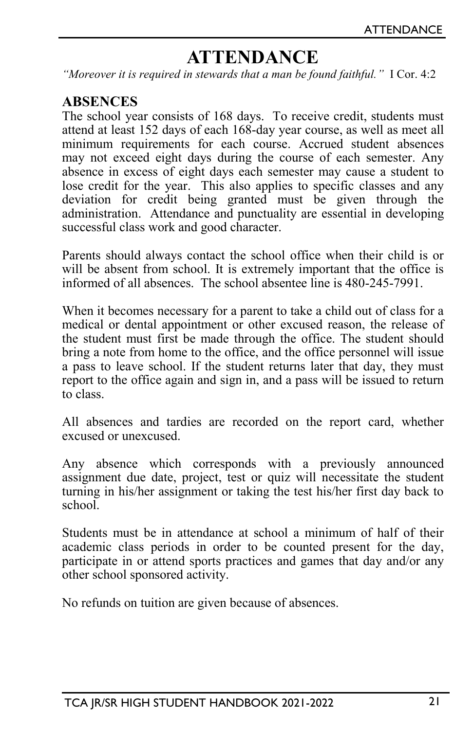# ATTENDANCE

*"Moreover it is required in stewards that a man be found faithful."* I Cor. 4:2

## ABSENCES

The school year consists of 168 days. To receive credit, students must attend at least 152 days of each 168-day year course, as well as meet all minimum requirements for each course. Accrued student absences may not exceed eight days during the course of each semester. Any absence in excess of eight days each semester may cause a student to lose credit for the year. This also applies to specific classes and any deviation for credit being granted must be given through the administration. Attendance and punctuality are essential in developing successful class work and good character.

Parents should always contact the school office when their child is or will be absent from school. It is extremely important that the office is informed of all absences. The school absentee line is 480-245-7991.

When it becomes necessary for a parent to take a child out of class for a medical or dental appointment or other excused reason, the release of the student must first be made through the office. The student should bring a note from home to the office, and the office personnel will issue a pass to leave school. If the student returns later that day, they must report to the office again and sign in, and a pass will be issued to return to class.

All absences and tardies are recorded on the report card, whether excused or unexcused.

Any absence which corresponds with a previously announced assignment due date, project, test or quiz will necessitate the student turning in his/her assignment or taking the test his/her first day back to school.

Students must be in attendance at school a minimum of half of their academic class periods in order to be counted present for the day, participate in or attend sports practices and games that day and/or any other school sponsored activity.

No refunds on tuition are given because of absences.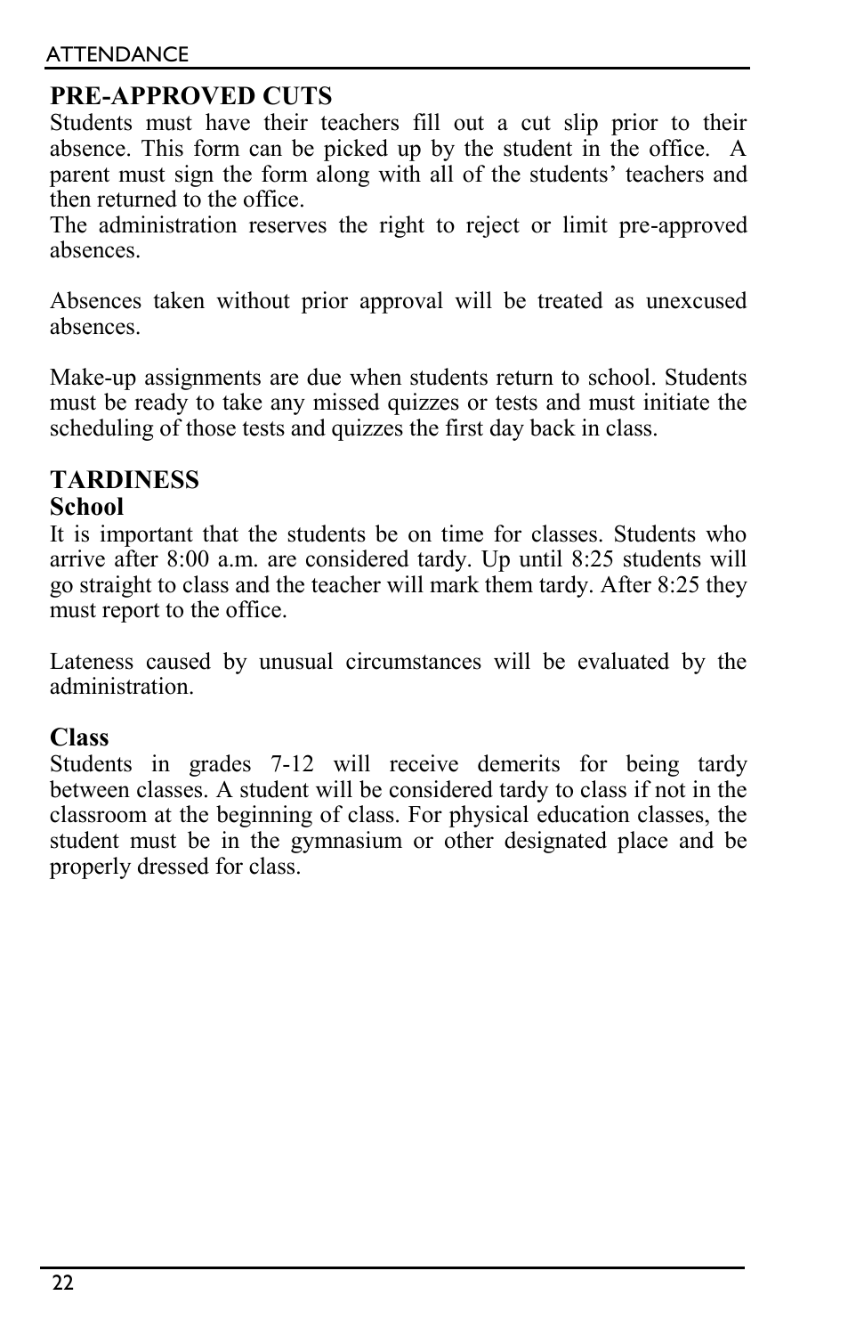## PRE-APPROVED CUTS

Students must have their teachers fill out a cut slip prior to their absence. This form can be picked up by the student in the office. A parent must sign the form along with all of the students' teachers and then returned to the office.

The administration reserves the right to reject or limit pre-approved absences.

Absences taken without prior approval will be treated as unexcused absences.

Make-up assignments are due when students return to school. Students must be ready to take any missed quizzes or tests and must initiate the scheduling of those tests and quizzes the first day back in class.

## TARDINESS

### School

It is important that the students be on time for classes. Students who arrive after 8:00 a.m. are considered tardy. Up until 8:25 students will go straight to class and the teacher will mark them tardy. After 8:25 they must report to the office.

Lateness caused by unusual circumstances will be evaluated by the administration.

### Class

Students in grades 7-12 will receive demerits for being tardy between classes. A student will be considered tardy to class if not in the classroom at the beginning of class. For physical education classes, the student must be in the gymnasium or other designated place and be properly dressed for class.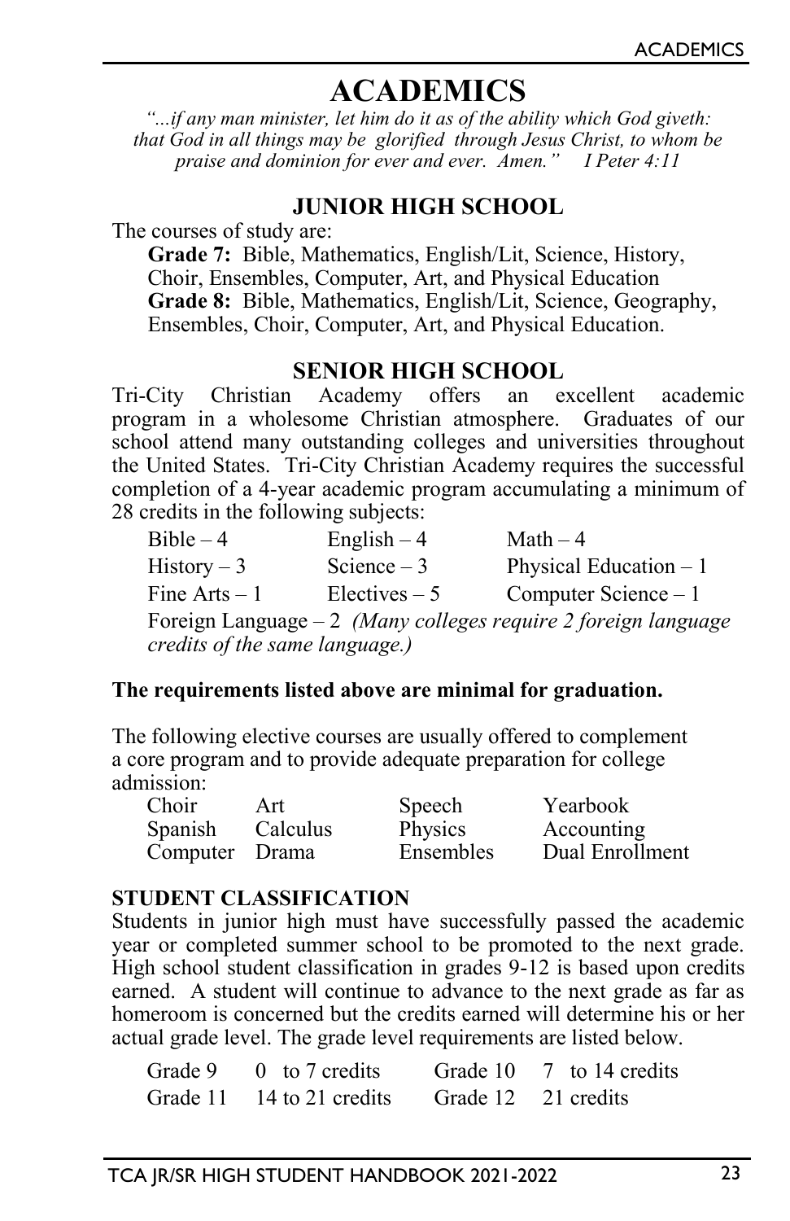# ACADEMICS

*"...if any man minister, let him do it as of the ability which God giveth: that God in all things may be glorified through Jesus Christ, to whom be praise and dominion for ever and ever. Amen." I Peter 4:11*

## JUNIOR HIGH SCHOOL

The courses of study are:

**Grade 7:** Bible, Mathematics, English/Lit, Science, History, Choir, Ensembles, Computer, Art, and Physical Education
**Grade 8:** Bible, Mathematics, English/Lit, Science, Geography, Ensembles, Choir, Computer, Art, and Physical Education.

## SENIOR HIGH SCHOOL

Tri-City Christian Academy offers an excellent academic program in a wholesome Christian atmosphere. Graduates of our school attend many outstanding colleges and universities throughout the United States. Tri-City Christian Academy requires the successful completion of a 4-year academic program accumulating a minimum of 28 credits in the following subjects:

| | | |
|---|---|---|
| Bible – 4 | English – 4 | Math – 4 |
| History – 3 | Science – 3 | Physical Education – 1 |
| Fine Arts – 1 | Electives – 5 | Computer Science – 1 |

Foreign Language – 2 *(Many colleges require 2 foreign language credits of the same language.)*

**The requirements listed above are minimal for graduation.**

The following elective courses are usually offered to complement a core program and to provide adequate preparation for college admission:

| | | | |
|---|---|---|---|
| Choir | Art | Speech | Yearbook |
| Spanish | Calculus | Physics | Accounting |
| Computer | Drama | Ensembles | Dual Enrollment |

### STUDENT CLASSIFICATION

Students in junior high must have successfully passed the academic year or completed summer school to be promoted to the next grade. High school student classification in grades 9-12 is based upon credits earned. A student will continue to advance to the next grade as far as homeroom is concerned but the credits earned will determine his or her actual grade level. The grade level requirements are listed below.

| | | | |
|---|---|---|---|
| Grade 9 | 0 to 7 credits | Grade 10 | 7 to 14 credits |
| Grade 11 | 14 to 21 credits | Grade 12 | 21 credits |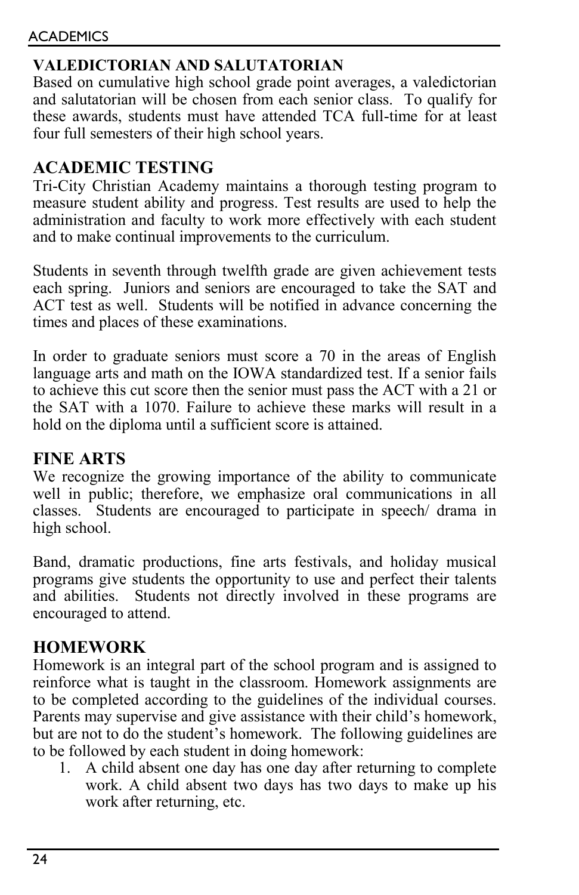## VALEDICTORIAN AND SALUTATORIAN

Based on cumulative high school grade point averages, a valedictorian and salutatorian will be chosen from each senior class. To qualify for these awards, students must have attended TCA full-time for at least four full semesters of their high school years.

## ACADEMIC TESTING

Tri-City Christian Academy maintains a thorough testing program to measure student ability and progress. Test results are used to help the administration and faculty to work more effectively with each student and to make continual improvements to the curriculum.

Students in seventh through twelfth grade are given achievement tests each spring. Juniors and seniors are encouraged to take the SAT and ACT test as well. Students will be notified in advance concerning the times and places of these examinations.

In order to graduate seniors must score a 70 in the areas of English language arts and math on the IOWA standardized test. If a senior fails to achieve this cut score then the senior must pass the ACT with a 21 or the SAT with a 1070. Failure to achieve these marks will result in a hold on the diploma until a sufficient score is attained.

## FINE ARTS

We recognize the growing importance of the ability to communicate well in public; therefore, we emphasize oral communications in all classes. Students are encouraged to participate in speech/ drama in high school.

Band, dramatic productions, fine arts festivals, and holiday musical programs give students the opportunity to use and perfect their talents and abilities. Students not directly involved in these programs are encouraged to attend.

## HOMEWORK

Homework is an integral part of the school program and is assigned to reinforce what is taught in the classroom. Homework assignments are to be completed according to the guidelines of the individual courses. Parents may supervise and give assistance with their child's homework, but are not to do the student's homework. The following guidelines are to be followed by each student in doing homework:

1. A child absent one day has one day after returning to complete work. A child absent two days has two days to make up his work after returning, etc.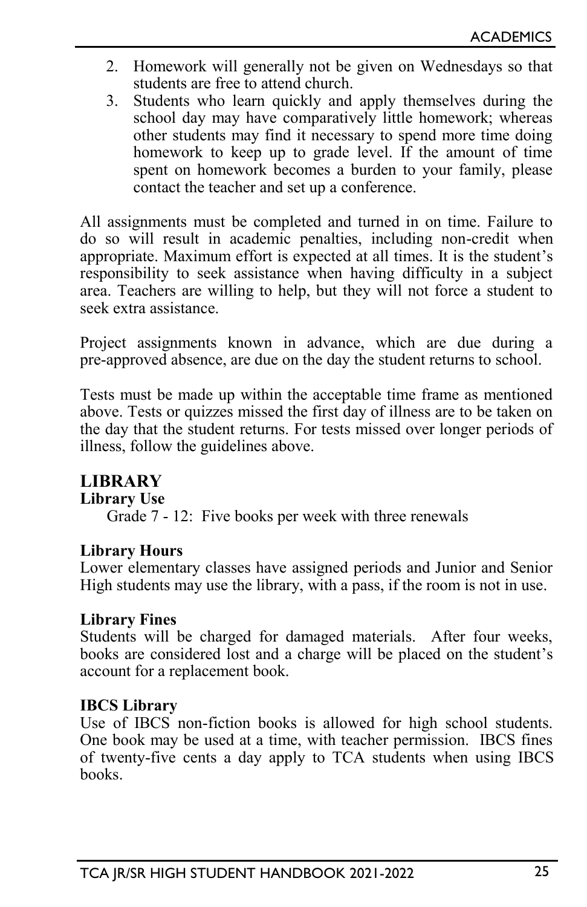2. Homework will generally not be given on Wednesdays so that students are free to attend church.
3. Students who learn quickly and apply themselves during the school day may have comparatively little homework; whereas other students may find it necessary to spend more time doing homework to keep up to grade level. If the amount of time spent on homework becomes a burden to your family, please contact the teacher and set up a conference.

All assignments must be completed and turned in on time. Failure to do so will result in academic penalties, including non-credit when appropriate. Maximum effort is expected at all times. It is the student's responsibility to seek assistance when having difficulty in a subject area. Teachers are willing to help, but they will not force a student to seek extra assistance.

Project assignments known in advance, which are due during a pre-approved absence, are due on the day the student returns to school.

Tests must be made up within the acceptable time frame as mentioned above. Tests or quizzes missed the first day of illness are to be taken on the day that the student returns. For tests missed over longer periods of illness, follow the guidelines above.

## LIBRARY

### Library Use

Grade 7 - 12: Five books per week with three renewals

### Library Hours

Lower elementary classes have assigned periods and Junior and Senior High students may use the library, with a pass, if the room is not in use.

### Library Fines

Students will be charged for damaged materials. After four weeks, books are considered lost and a charge will be placed on the student's account for a replacement book.

### IBCS Library

Use of IBCS non-fiction books is allowed for high school students. One book may be used at a time, with teacher permission. IBCS fines of twenty-five cents a day apply to TCA students when using IBCS books.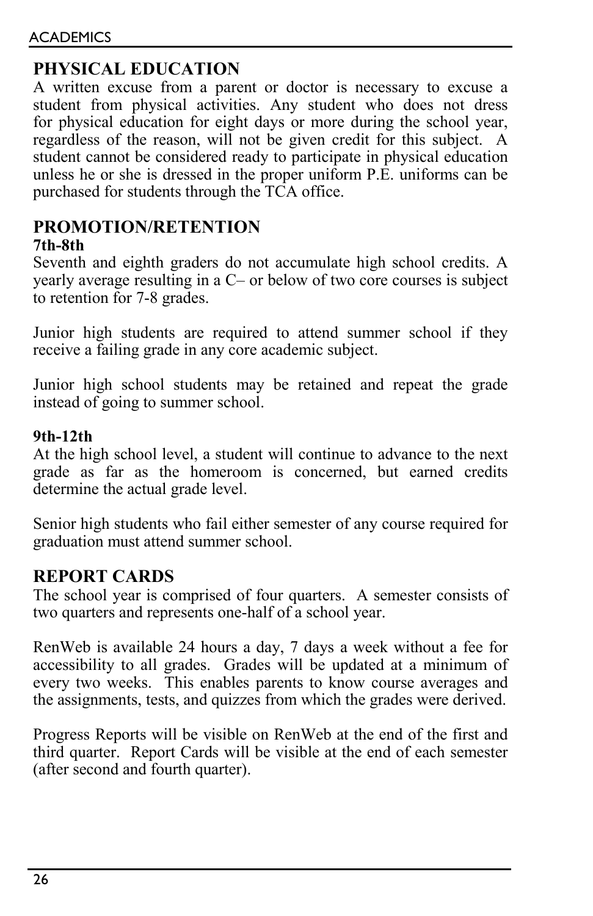## PHYSICAL EDUCATION

A written excuse from a parent or doctor is necessary to excuse a student from physical activities. Any student who does not dress for physical education for eight days or more during the school year, regardless of the reason, will not be given credit for this subject. A student cannot be considered ready to participate in physical education unless he or she is dressed in the proper uniform P.E. uniforms can be purchased for students through the TCA office.

## PROMOTION/RETENTION

**7th-8th**

Seventh and eighth graders do not accumulate high school credits. A yearly average resulting in a C– or below of two core courses is subject to retention for 7-8 grades.

Junior high students are required to attend summer school if they receive a failing grade in any core academic subject.

Junior high school students may be retained and repeat the grade instead of going to summer school.

**9th-12th**

At the high school level, a student will continue to advance to the next grade as far as the homeroom is concerned, but earned credits determine the actual grade level.

Senior high students who fail either semester of any course required for graduation must attend summer school.

## REPORT CARDS

The school year is comprised of four quarters. A semester consists of two quarters and represents one-half of a school year.

RenWeb is available 24 hours a day, 7 days a week without a fee for accessibility to all grades. Grades will be updated at a minimum of every two weeks. This enables parents to know course averages and the assignments, tests, and quizzes from which the grades were derived.

Progress Reports will be visible on RenWeb at the end of the first and third quarter. Report Cards will be visible at the end of each semester (after second and fourth quarter).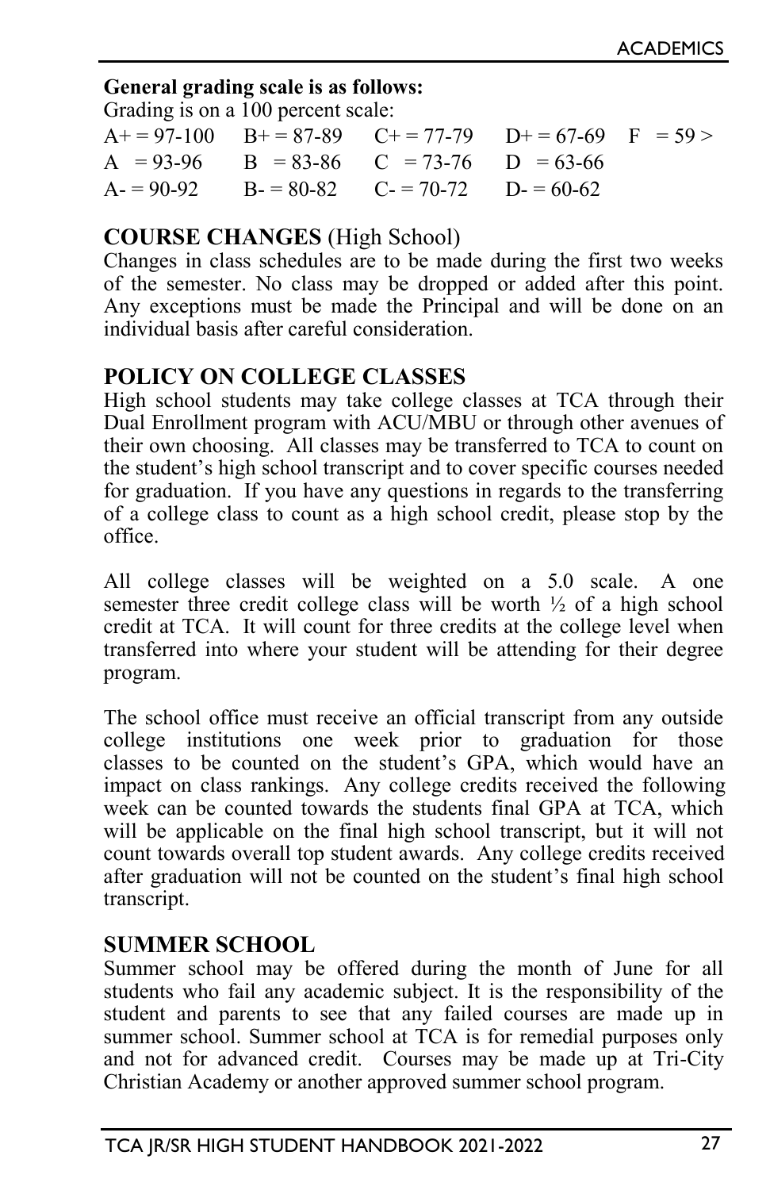**General grading scale is as follows:**

Grading is on a 100 percent scale:

| | | | | |
|---|---|---|---|---|
| A+ = 97-100 | B+ = 87-89 | C+ = 77-79 | D+ = 67-69 | F = 59 > |
| A = 93-96 | B = 83-86 | C = 73-76 | D = 63-66 | |
| A- = 90-92 | B- = 80-82 | C- = 70-72 | D- = 60-62 | |

## COURSE CHANGES (High School)

Changes in class schedules are to be made during the first two weeks of the semester. No class may be dropped or added after this point. Any exceptions must be made the Principal and will be done on an individual basis after careful consideration.

## POLICY ON COLLEGE CLASSES

High school students may take college classes at TCA through their Dual Enrollment program with ACU/MBU or through other avenues of their own choosing. All classes may be transferred to TCA to count on the student's high school transcript and to cover specific courses needed for graduation. If you have any questions in regards to the transferring of a college class to count as a high school credit, please stop by the office.

All college classes will be weighted on a 5.0 scale. A one semester three credit college class will be worth ½ of a high school credit at TCA. It will count for three credits at the college level when transferred into where your student will be attending for their degree program.

The school office must receive an official transcript from any outside college institutions one week prior to graduation for those classes to be counted on the student's GPA, which would have an impact on class rankings. Any college credits received the following week can be counted towards the students final GPA at TCA, which will be applicable on the final high school transcript, but it will not count towards overall top student awards. Any college credits received after graduation will not be counted on the student's final high school transcript.

## SUMMER SCHOOL

Summer school may be offered during the month of June for all students who fail any academic subject. It is the responsibility of the student and parents to see that any failed courses are made up in summer school. Summer school at TCA is for remedial purposes only and not for advanced credit. Courses may be made up at Tri-City Christian Academy or another approved summer school program.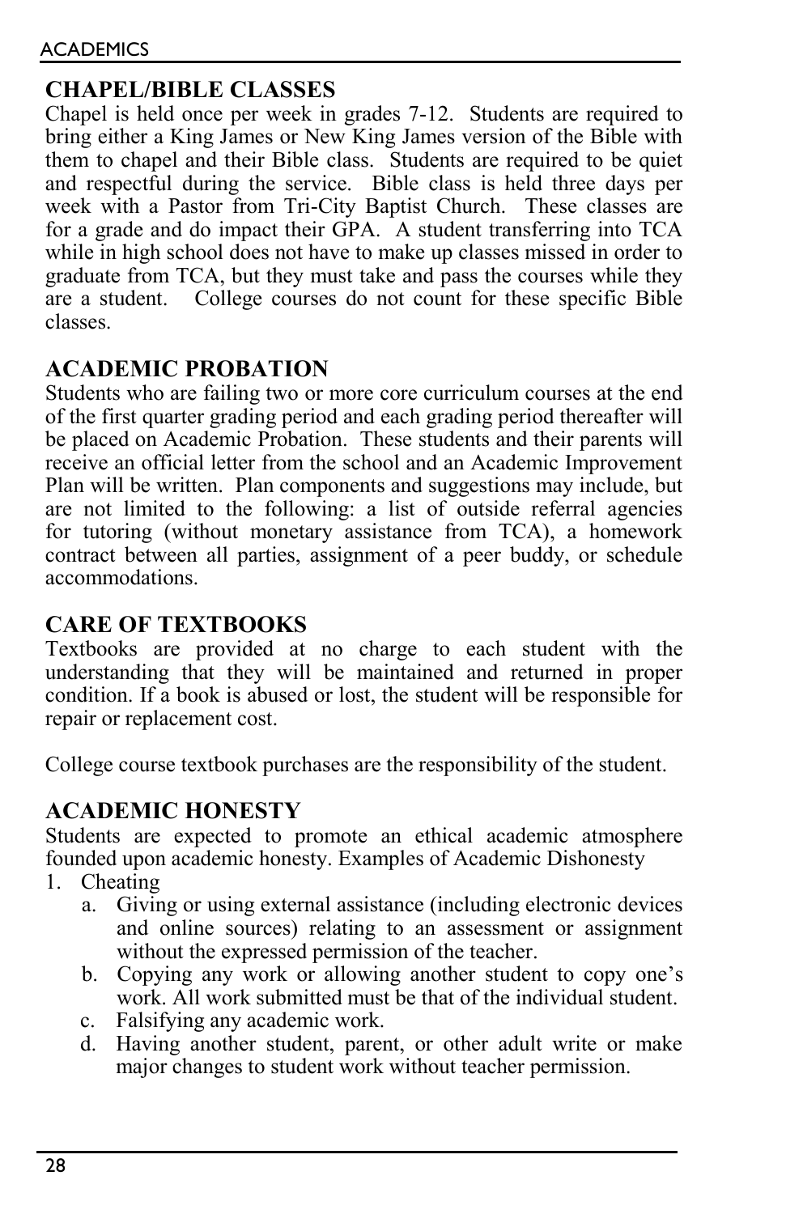## CHAPEL/BIBLE CLASSES

Chapel is held once per week in grades 7-12. Students are required to bring either a King James or New King James version of the Bible with them to chapel and their Bible class. Students are required to be quiet and respectful during the service. Bible class is held three days per week with a Pastor from Tri-City Baptist Church. These classes are for a grade and do impact their GPA. A student transferring into TCA while in high school does not have to make up classes missed in order to graduate from TCA, but they must take and pass the courses while they are a student. College courses do not count for these specific Bible classes.

## ACADEMIC PROBATION

Students who are failing two or more core curriculum courses at the end of the first quarter grading period and each grading period thereafter will be placed on Academic Probation. These students and their parents will receive an official letter from the school and an Academic Improvement Plan will be written. Plan components and suggestions may include, but are not limited to the following: a list of outside referral agencies for tutoring (without monetary assistance from TCA), a homework contract between all parties, assignment of a peer buddy, or schedule accommodations.

## CARE OF TEXTBOOKS

Textbooks are provided at no charge to each student with the understanding that they will be maintained and returned in proper condition. If a book is abused or lost, the student will be responsible for repair or replacement cost.

College course textbook purchases are the responsibility of the student.

## ACADEMIC HONESTY

Students are expected to promote an ethical academic atmosphere founded upon academic honesty. Examples of Academic Dishonesty

1. Cheating
   a. Giving or using external assistance (including electronic devices and online sources) relating to an assessment or assignment without the expressed permission of the teacher.
   b. Copying any work or allowing another student to copy one's work. All work submitted must be that of the individual student.
   c. Falsifying any academic work.
   d. Having another student, parent, or other adult write or make major changes to student work without teacher permission.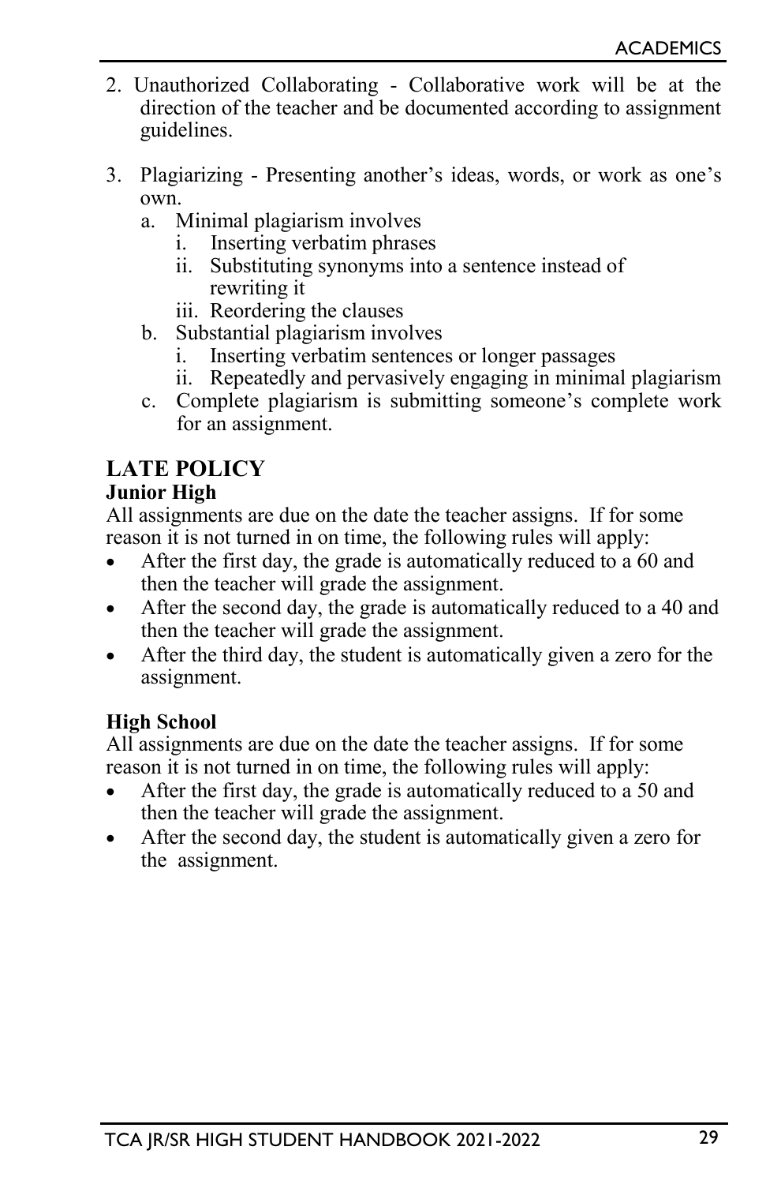2. Unauthorized Collaborating - Collaborative work will be at the direction of the teacher and be documented according to assignment guidelines.

3. Plagiarizing - Presenting another's ideas, words, or work as one's own.
   a. Minimal plagiarism involves
      i. Inserting verbatim phrases
      ii. Substituting synonyms into a sentence instead of rewriting it
      iii. Reordering the clauses
   b. Substantial plagiarism involves
      i. Inserting verbatim sentences or longer passages
      ii. Repeatedly and pervasively engaging in minimal plagiarism
   c. Complete plagiarism is submitting someone's complete work for an assignment.

## LATE POLICY

### Junior High

All assignments are due on the date the teacher assigns. If for some reason it is not turned in on time, the following rules will apply:

- After the first day, the grade is automatically reduced to a 60 and then the teacher will grade the assignment.
- After the second day, the grade is automatically reduced to a 40 and then the teacher will grade the assignment.
- After the third day, the student is automatically given a zero for the assignment.

### High School

All assignments are due on the date the teacher assigns. If for some reason it is not turned in on time, the following rules will apply:

- After the first day, the grade is automatically reduced to a 50 and then the teacher will grade the assignment.
- After the second day, the student is automatically given a zero for the assignment.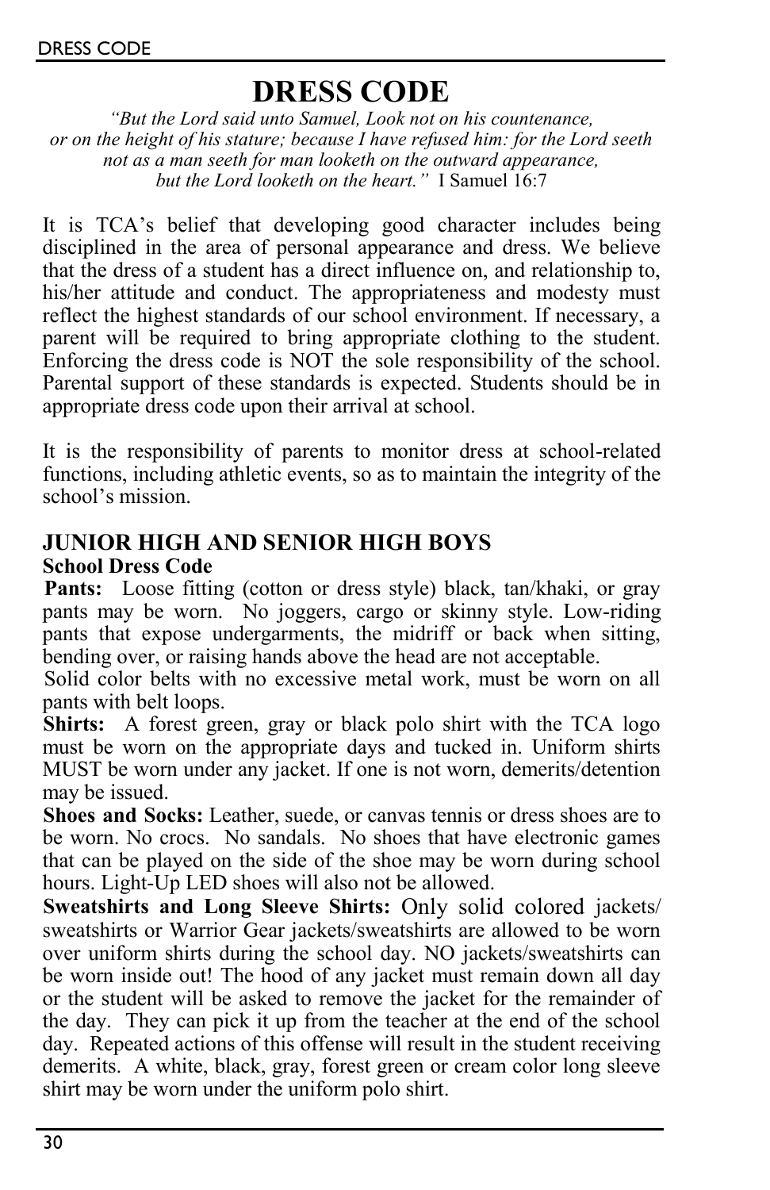# DRESS CODE

*"But the Lord said unto Samuel, Look not on his countenance, or on the height of his stature; because I have refused him: for the Lord seeth not as a man seeth for man looketh on the outward appearance, but the Lord looketh on the heart."* I Samuel 16:7

It is TCA's belief that developing good character includes being disciplined in the area of personal appearance and dress. We believe that the dress of a student has a direct influence on, and relationship to, his/her attitude and conduct. The appropriateness and modesty must reflect the highest standards of our school environment. If necessary, a parent will be required to bring appropriate clothing to the student. Enforcing the dress code is NOT the sole responsibility of the school. Parental support of these standards is expected. Students should be in appropriate dress code upon their arrival at school.

It is the responsibility of parents to monitor dress at school-related functions, including athletic events, so as to maintain the integrity of the school's mission.

## JUNIOR HIGH AND SENIOR HIGH BOYS

### School Dress Code

**Pants:** Loose fitting (cotton or dress style) black, tan/khaki, or gray pants may be worn. No joggers, cargo or skinny style. Low-riding pants that expose undergarments, the midriff or back when sitting, bending over, or raising hands above the head are not acceptable.

Solid color belts with no excessive metal work, must be worn on all pants with belt loops.

**Shirts:** A forest green, gray or black polo shirt with the TCA logo must be worn on the appropriate days and tucked in. Uniform shirts MUST be worn under any jacket. If one is not worn, demerits/detention may be issued.

**Shoes and Socks:** Leather, suede, or canvas tennis or dress shoes are to be worn. No crocs. No sandals. No shoes that have electronic games that can be played on the side of the shoe may be worn during school hours. Light-Up LED shoes will also not be allowed.

**Sweatshirts and Long Sleeve Shirts:** Only solid colored jackets/ sweatshirts or Warrior Gear jackets/sweatshirts are allowed to be worn over uniform shirts during the school day. NO jackets/sweatshirts can be worn inside out! The hood of any jacket must remain down all day or the student will be asked to remove the jacket for the remainder of the day. They can pick it up from the teacher at the end of the school day. Repeated actions of this offense will result in the student receiving demerits. A white, black, gray, forest green or cream color long sleeve shirt may be worn under the uniform polo shirt.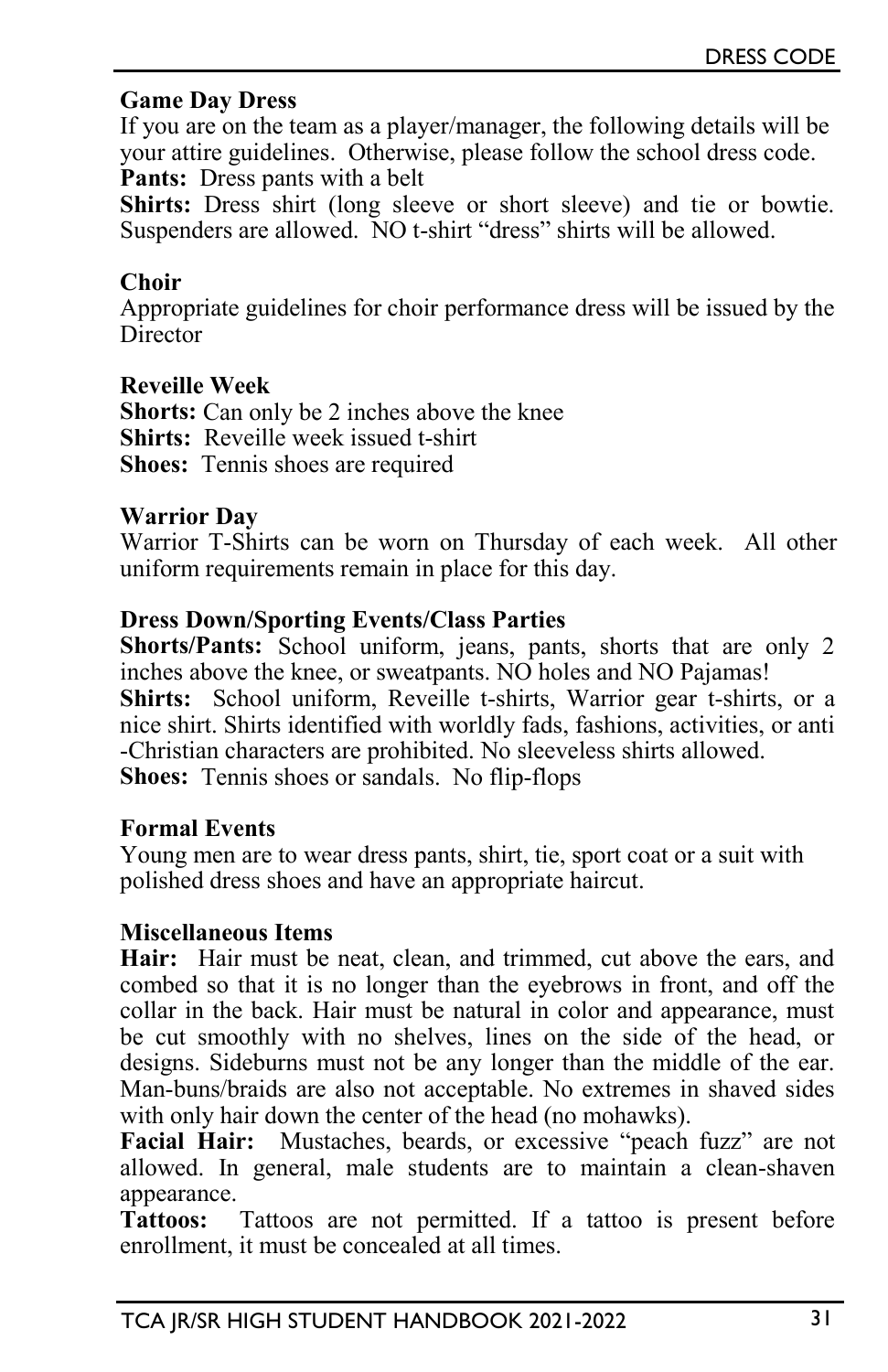### Game Day Dress

If you are on the team as a player/manager, the following details will be your attire guidelines. Otherwise, please follow the school dress code.

**Pants:** Dress pants with a belt

**Shirts:** Dress shirt (long sleeve or short sleeve) and tie or bowtie. Suspenders are allowed. NO t-shirt "dress" shirts will be allowed.

### Choir

Appropriate guidelines for choir performance dress will be issued by the Director

### Reveille Week

**Shorts:** Can only be 2 inches above the knee

**Shirts:** Reveille week issued t-shirt

**Shoes:** Tennis shoes are required

### Warrior Day

Warrior T-Shirts can be worn on Thursday of each week. All other uniform requirements remain in place for this day.

### Dress Down/Sporting Events/Class Parties

**Shorts/Pants:** School uniform, jeans, pants, shorts that are only 2 inches above the knee, or sweatpants. NO holes and NO Pajamas!

**Shirts:** School uniform, Reveille t-shirts, Warrior gear t-shirts, or a nice shirt. Shirts identified with worldly fads, fashions, activities, or anti -Christian characters are prohibited. No sleeveless shirts allowed.

**Shoes:** Tennis shoes or sandals. No flip-flops

### Formal Events

Young men are to wear dress pants, shirt, tie, sport coat or a suit with polished dress shoes and have an appropriate haircut.

### Miscellaneous Items

**Hair:** Hair must be neat, clean, and trimmed, cut above the ears, and combed so that it is no longer than the eyebrows in front, and off the collar in the back. Hair must be natural in color and appearance, must be cut smoothly with no shelves, lines on the side of the head, or designs. Sideburns must not be any longer than the middle of the ear. Man-buns/braids are also not acceptable. No extremes in shaved sides with only hair down the center of the head (no mohawks).

**Facial Hair:** Mustaches, beards, or excessive "peach fuzz" are not allowed. In general, male students are to maintain a clean-shaven appearance.

**Tattoos:** Tattoos are not permitted. If a tattoo is present before enrollment, it must be concealed at all times.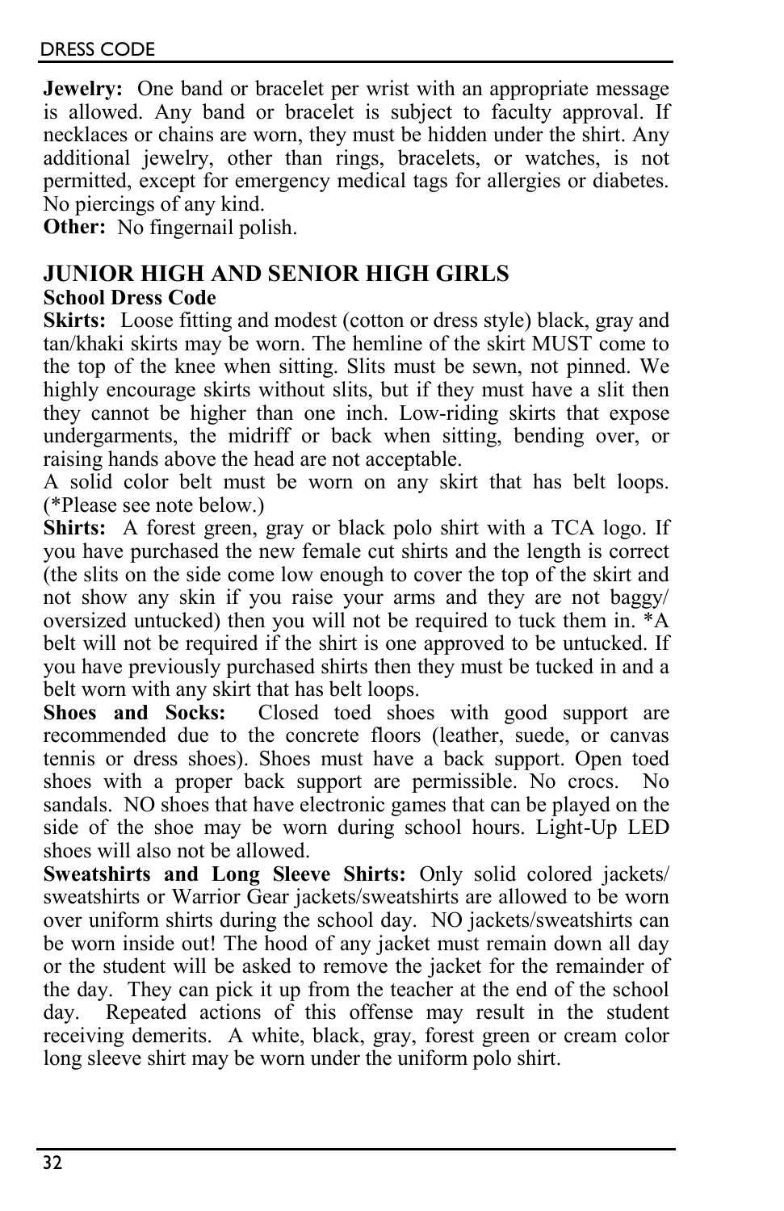**Jewelry:** One band or bracelet per wrist with an appropriate message is allowed. Any band or bracelet is subject to faculty approval. If necklaces or chains are worn, they must be hidden under the shirt. Any additional jewelry, other than rings, bracelets, or watches, is not permitted, except for emergency medical tags for allergies or diabetes. No piercings of any kind.
**Other:** No fingernail polish.

## JUNIOR HIGH AND SENIOR HIGH GIRLS

### School Dress Code

**Skirts:** Loose fitting and modest (cotton or dress style) black, gray and tan/khaki skirts may be worn. The hemline of the skirt MUST come to the top of the knee when sitting. Slits must be sewn, not pinned. We highly encourage skirts without slits, but if they must have a slit then they cannot be higher than one inch. Low-riding skirts that expose undergarments, the midriff or back when sitting, bending over, or raising hands above the head are not acceptable.
A solid color belt must be worn on any skirt that has belt loops. (*Please see note below.)

**Shirts:** A forest green, gray or black polo shirt with a TCA logo. If you have purchased the new female cut shirts and the length is correct (the slits on the side come low enough to cover the top of the skirt and not show any skin if you raise your arms and they are not baggy/ oversized untucked) then you will not be required to tuck them in. *A belt will not be required if the shirt is one approved to be untucked. If you have previously purchased shirts then they must be tucked in and a belt worn with any skirt that has belt loops.

**Shoes and Socks:** Closed toed shoes with good support are recommended due to the concrete floors (leather, suede, or canvas tennis or dress shoes). Shoes must have a back support. Open toed shoes with a proper back support are permissible. No crocs. No sandals. NO shoes that have electronic games that can be played on the side of the shoe may be worn during school hours. Light-Up LED shoes will also not be allowed.

**Sweatshirts and Long Sleeve Shirts:** Only solid colored jackets/ sweatshirts or Warrior Gear jackets/sweatshirts are allowed to be worn over uniform shirts during the school day. NO jackets/sweatshirts can be worn inside out! The hood of any jacket must remain down all day or the student will be asked to remove the jacket for the remainder of the day. They can pick it up from the teacher at the end of the school day. Repeated actions of this offense may result in the student receiving demerits. A white, black, gray, forest green or cream color long sleeve shirt may be worn under the uniform polo shirt.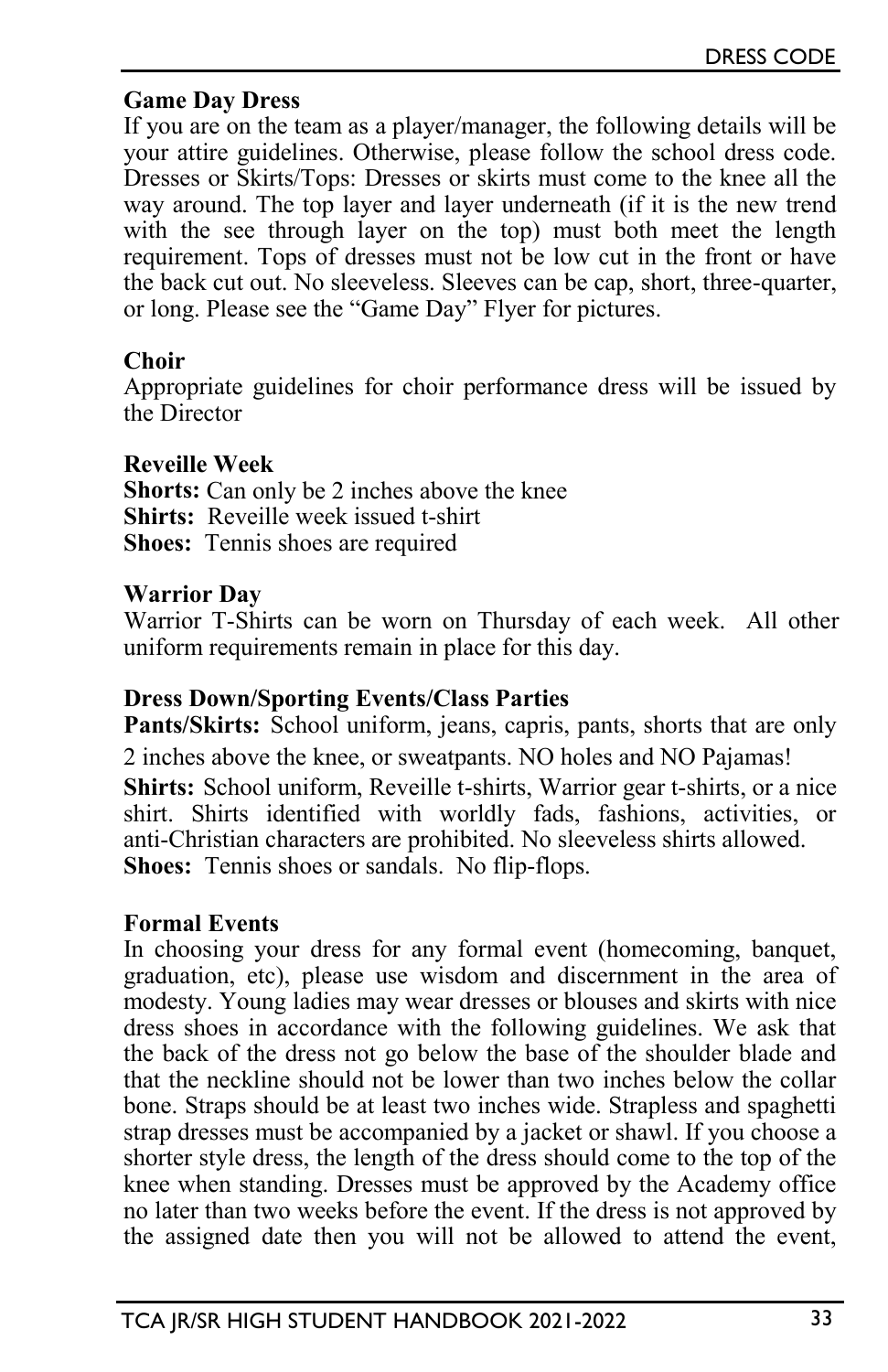### Game Day Dress

If you are on the team as a player/manager, the following details will be your attire guidelines. Otherwise, please follow the school dress code. Dresses or Skirts/Tops: Dresses or skirts must come to the knee all the way around. The top layer and layer underneath (if it is the new trend with the see through layer on the top) must both meet the length requirement. Tops of dresses must not be low cut in the front or have the back cut out. No sleeveless. Sleeves can be cap, short, three-quarter, or long. Please see the "Game Day" Flyer for pictures.

### Choir

Appropriate guidelines for choir performance dress will be issued by the Director

### Reveille Week

**Shorts:** Can only be 2 inches above the knee
**Shirts:** Reveille week issued t-shirt
**Shoes:** Tennis shoes are required

### Warrior Day

Warrior T-Shirts can be worn on Thursday of each week. All other uniform requirements remain in place for this day.

### Dress Down/Sporting Events/Class Parties

**Pants/Skirts:** School uniform, jeans, capris, pants, shorts that are only 2 inches above the knee, or sweatpants. NO holes and NO Pajamas!
**Shirts:** School uniform, Reveille t-shirts, Warrior gear t-shirts, or a nice shirt. Shirts identified with worldly fads, fashions, activities, or anti-Christian characters are prohibited. No sleeveless shirts allowed.
**Shoes:** Tennis shoes or sandals. No flip-flops.

### Formal Events

In choosing your dress for any formal event (homecoming, banquet, graduation, etc), please use wisdom and discernment in the area of modesty. Young ladies may wear dresses or blouses and skirts with nice dress shoes in accordance with the following guidelines. We ask that the back of the dress not go below the base of the shoulder blade and that the neckline should not be lower than two inches below the collar bone. Straps should be at least two inches wide. Strapless and spaghetti strap dresses must be accompanied by a jacket or shawl. If you choose a shorter style dress, the length of the dress should come to the top of the knee when standing. Dresses must be approved by the Academy office no later than two weeks before the event. If the dress is not approved by the assigned date then you will not be allowed to attend the event,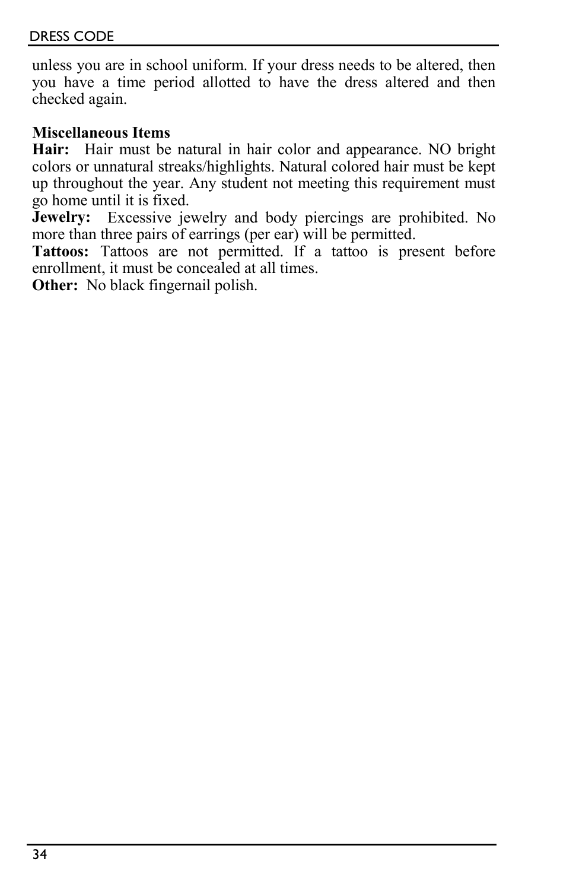unless you are in school uniform. If your dress needs to be altered, then you have a time period allotted to have the dress altered and then checked again.

**Miscellaneous Items**

**Hair:** Hair must be natural in hair color and appearance. NO bright colors or unnatural streaks/highlights. Natural colored hair must be kept up throughout the year. Any student not meeting this requirement must go home until it is fixed.

**Jewelry:** Excessive jewelry and body piercings are prohibited. No more than three pairs of earrings (per ear) will be permitted.

**Tattoos:** Tattoos are not permitted. If a tattoo is present before enrollment, it must be concealed at all times.

**Other:** No black fingernail polish.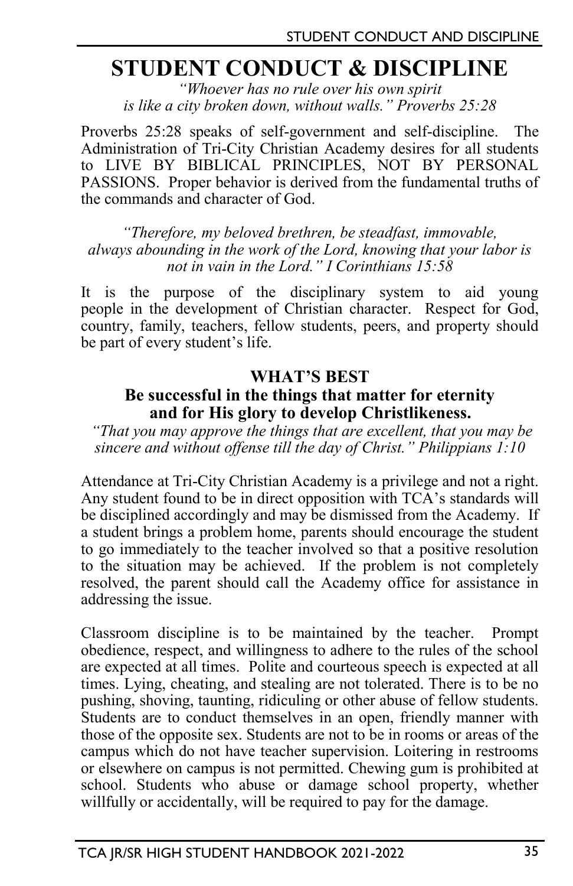# STUDENT CONDUCT & DISCIPLINE

*"Whoever has no rule over his own spirit is like a city broken down, without walls." Proverbs 25:28*

Proverbs 25:28 speaks of self-government and self-discipline. The Administration of Tri-City Christian Academy desires for all students to LIVE BY BIBLICAL PRINCIPLES, NOT BY PERSONAL PASSIONS. Proper behavior is derived from the fundamental truths of the commands and character of God.

*"Therefore, my beloved brethren, be steadfast, immovable, always abounding in the work of the Lord, knowing that your labor is not in vain in the Lord." I Corinthians 15:58*

It is the purpose of the disciplinary system to aid young people in the development of Christian character. Respect for God, country, family, teachers, fellow students, peers, and property should be part of every student's life.

### WHAT'S BEST

**Be successful in the things that matter for eternity and for His glory to develop Christlikeness.**

*"That you may approve the things that are excellent, that you may be sincere and without offense till the day of Christ." Philippians 1:10*

Attendance at Tri-City Christian Academy is a privilege and not a right. Any student found to be in direct opposition with TCA's standards will be disciplined accordingly and may be dismissed from the Academy. If a student brings a problem home, parents should encourage the student to go immediately to the teacher involved so that a positive resolution to the situation may be achieved. If the problem is not completely resolved, the parent should call the Academy office for assistance in addressing the issue.

Classroom discipline is to be maintained by the teacher. Prompt obedience, respect, and willingness to adhere to the rules of the school are expected at all times. Polite and courteous speech is expected at all times. Lying, cheating, and stealing are not tolerated. There is to be no pushing, shoving, taunting, ridiculing or other abuse of fellow students. Students are to conduct themselves in an open, friendly manner with those of the opposite sex. Students are not to be in rooms or areas of the campus which do not have teacher supervision. Loitering in restrooms or elsewhere on campus is not permitted. Chewing gum is prohibited at school. Students who abuse or damage school property, whether willfully or accidentally, will be required to pay for the damage.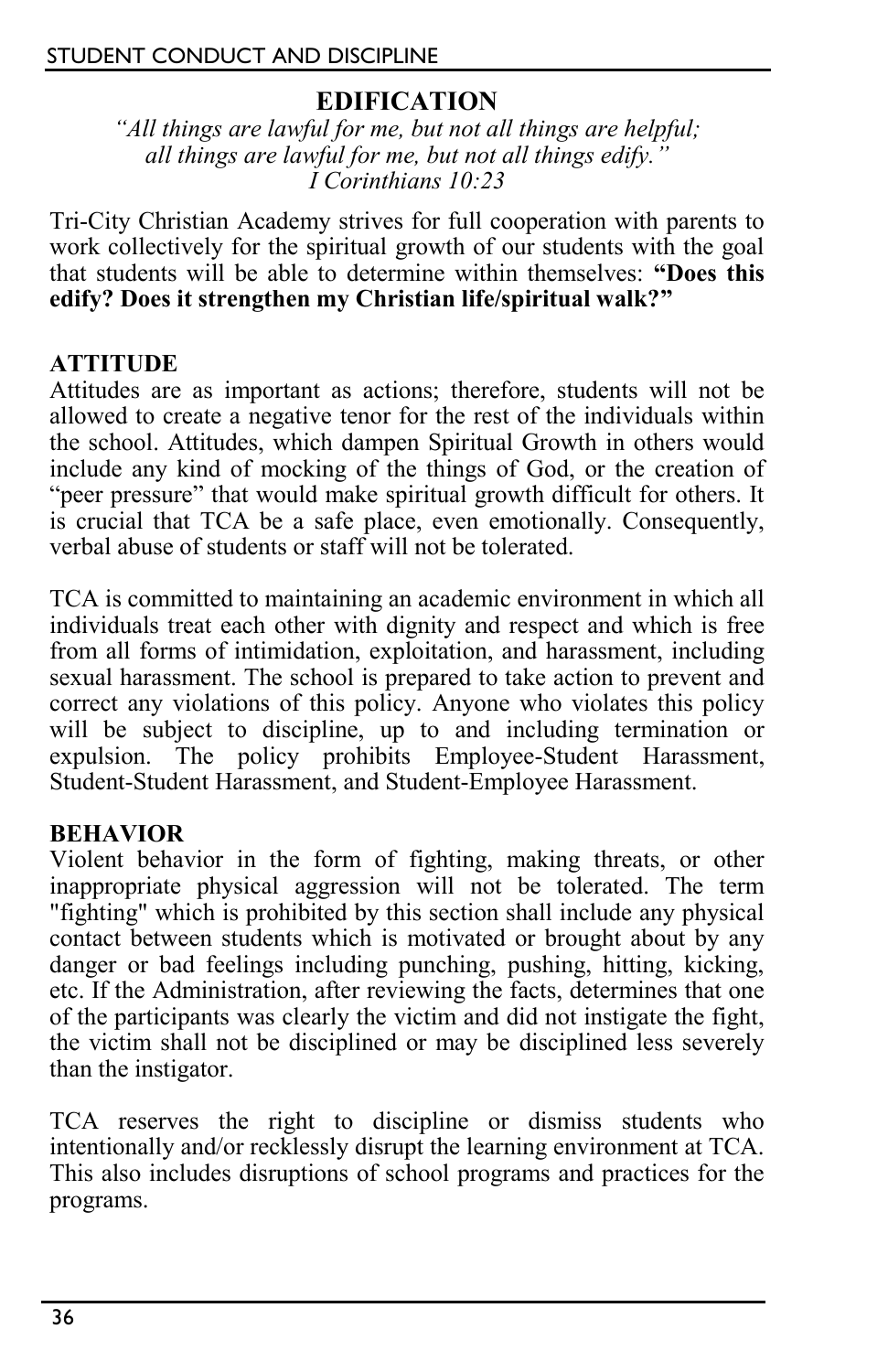## EDIFICATION

*"All things are lawful for me, but not all things are helpful; all things are lawful for me, but not all things edify."*
*I Corinthians 10:23*

Tri-City Christian Academy strives for full cooperation with parents to work collectively for the spiritual growth of our students with the goal that students will be able to determine within themselves: **"Does this edify? Does it strengthen my Christian life/spiritual walk?"**

### ATTITUDE

Attitudes are as important as actions; therefore, students will not be allowed to create a negative tenor for the rest of the individuals within the school. Attitudes, which dampen Spiritual Growth in others would include any kind of mocking of the things of God, or the creation of "peer pressure" that would make spiritual growth difficult for others. It is crucial that TCA be a safe place, even emotionally. Consequently, verbal abuse of students or staff will not be tolerated.

TCA is committed to maintaining an academic environment in which all individuals treat each other with dignity and respect and which is free from all forms of intimidation, exploitation, and harassment, including sexual harassment. The school is prepared to take action to prevent and correct any violations of this policy. Anyone who violates this policy will be subject to discipline, up to and including termination or expulsion. The policy prohibits Employee-Student Harassment, Student-Student Harassment, and Student-Employee Harassment.

### BEHAVIOR

Violent behavior in the form of fighting, making threats, or other inappropriate physical aggression will not be tolerated. The term "fighting" which is prohibited by this section shall include any physical contact between students which is motivated or brought about by any danger or bad feelings including punching, pushing, hitting, kicking, etc. If the Administration, after reviewing the facts, determines that one of the participants was clearly the victim and did not instigate the fight, the victim shall not be disciplined or may be disciplined less severely than the instigator.

TCA reserves the right to discipline or dismiss students who intentionally and/or recklessly disrupt the learning environment at TCA. This also includes disruptions of school programs and practices for the programs.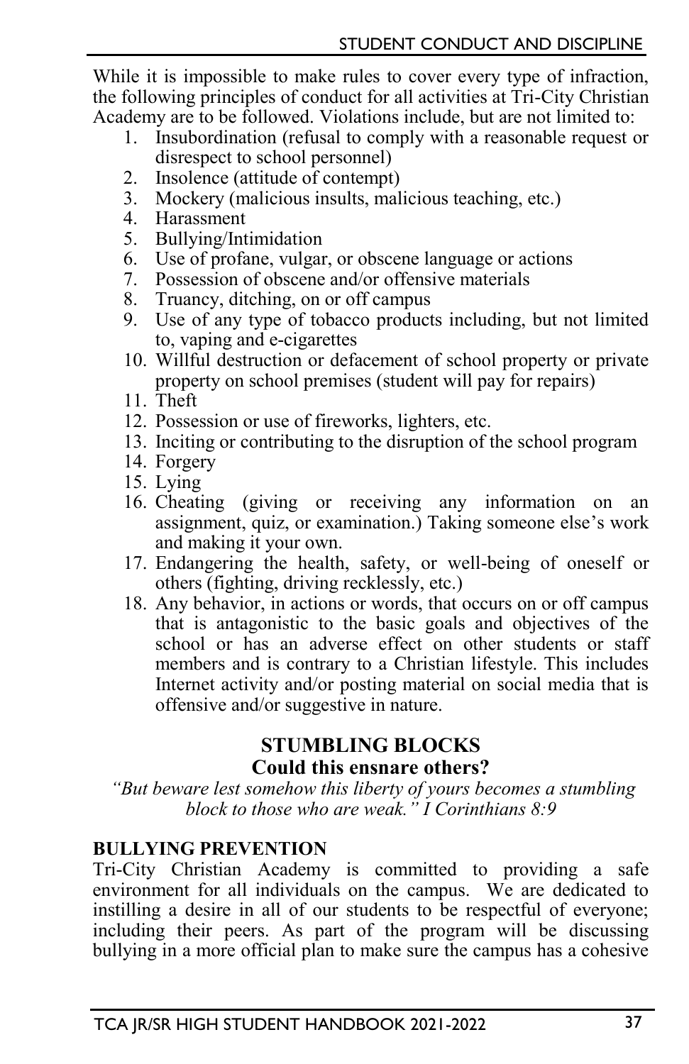While it is impossible to make rules to cover every type of infraction, the following principles of conduct for all activities at Tri-City Christian Academy are to be followed. Violations include, but are not limited to:

1. Insubordination (refusal to comply with a reasonable request or disrespect to school personnel)
2. Insolence (attitude of contempt)
3. Mockery (malicious insults, malicious teaching, etc.)
4. Harassment
5. Bullying/Intimidation
6. Use of profane, vulgar, or obscene language or actions
7. Possession of obscene and/or offensive materials
8. Truancy, ditching, on or off campus
9. Use of any type of tobacco products including, but not limited to, vaping and e-cigarettes
10. Willful destruction or defacement of school property or private property on school premises (student will pay for repairs)
11. Theft
12. Possession or use of fireworks, lighters, etc.
13. Inciting or contributing to the disruption of the school program
14. Forgery
15. Lying
16. Cheating (giving or receiving any information on an assignment, quiz, or examination.) Taking someone else's work and making it your own.
17. Endangering the health, safety, or well-being of oneself or others (fighting, driving recklessly, etc.)
18. Any behavior, in actions or words, that occurs on or off campus that is antagonistic to the basic goals and objectives of the school or has an adverse effect on other students or staff members and is contrary to a Christian lifestyle. This includes Internet activity and/or posting material on social media that is offensive and/or suggestive in nature.

## STUMBLING BLOCKS
### Could this ensnare others?

*"But beware lest somehow this liberty of yours becomes a stumbling block to those who are weak." I Corinthians 8:9*

**BULLYING PREVENTION**

Tri-City Christian Academy is committed to providing a safe environment for all individuals on the campus. We are dedicated to instilling a desire in all of our students to be respectful of everyone; including their peers. As part of the program will be discussing bullying in a more official plan to make sure the campus has a cohesive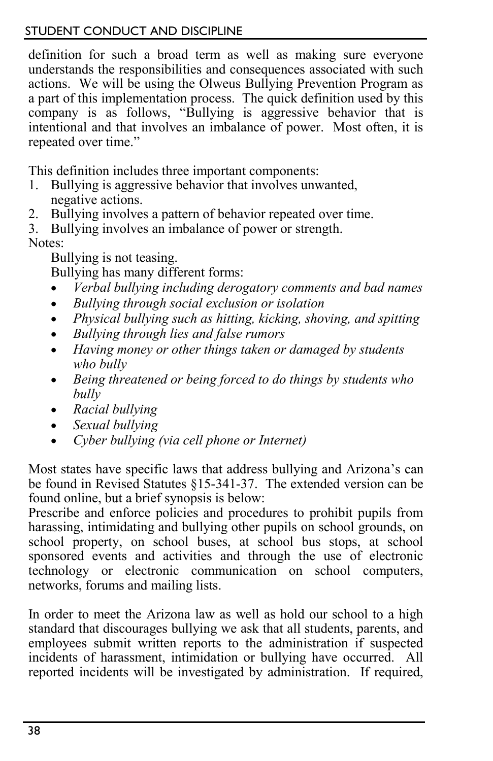definition for such a broad term as well as making sure everyone understands the responsibilities and consequences associated with such actions. We will be using the Olweus Bullying Prevention Program as a part of this implementation process. The quick definition used by this company is as follows, "Bullying is aggressive behavior that is intentional and that involves an imbalance of power. Most often, it is repeated over time."

This definition includes three important components:

1. Bullying is aggressive behavior that involves unwanted, negative actions.
2. Bullying involves a pattern of behavior repeated over time.
3. Bullying involves an imbalance of power or strength.

Notes:

Bullying is not teasing.

Bullying has many different forms:

- *Verbal bullying including derogatory comments and bad names*
- *Bullying through social exclusion or isolation*
- *Physical bullying such as hitting, kicking, shoving, and spitting*
- *Bullying through lies and false rumors*
- *Having money or other things taken or damaged by students who bully*
- *Being threatened or being forced to do things by students who bully*
- *Racial bullying*
- *Sexual bullying*
- *Cyber bullying (via cell phone or Internet)*

Most states have specific laws that address bullying and Arizona's can be found in Revised Statutes §15-341-37. The extended version can be found online, but a brief synopsis is below:

Prescribe and enforce policies and procedures to prohibit pupils from harassing, intimidating and bullying other pupils on school grounds, on school property, on school buses, at school bus stops, at school sponsored events and activities and through the use of electronic technology or electronic communication on school computers, networks, forums and mailing lists.

In order to meet the Arizona law as well as hold our school to a high standard that discourages bullying we ask that all students, parents, and employees submit written reports to the administration if suspected incidents of harassment, intimidation or bullying have occurred. All reported incidents will be investigated by administration. If required,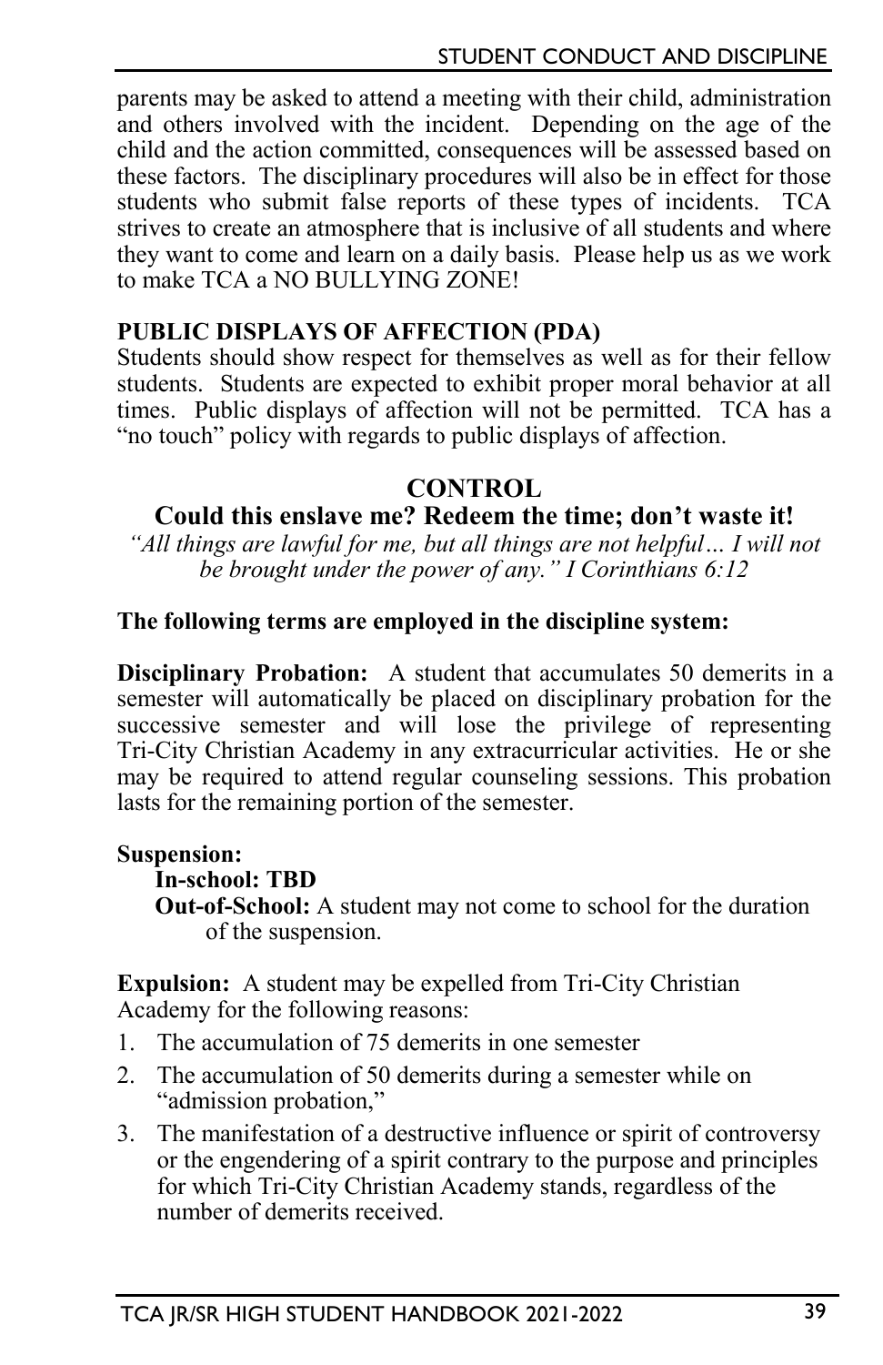parents may be asked to attend a meeting with their child, administration and others involved with the incident. Depending on the age of the child and the action committed, consequences will be assessed based on these factors. The disciplinary procedures will also be in effect for those students who submit false reports of these types of incidents. TCA strives to create an atmosphere that is inclusive of all students and where they want to come and learn on a daily basis. Please help us as we work to make TCA a NO BULLYING ZONE!

**PUBLIC DISPLAYS OF AFFECTION (PDA)**
Students should show respect for themselves as well as for their fellow students. Students are expected to exhibit proper moral behavior at all times. Public displays of affection will not be permitted. TCA has a "no touch" policy with regards to public displays of affection.

## CONTROL

### Could this enslave me? Redeem the time; don't waste it!

*"All things are lawful for me, but all things are not helpful… I will not be brought under the power of any." I Corinthians 6:12*

**The following terms are employed in the discipline system:**

**Disciplinary Probation:** A student that accumulates 50 demerits in a semester will automatically be placed on disciplinary probation for the successive semester and will lose the privilege of representing Tri-City Christian Academy in any extracurricular activities. He or she may be required to attend regular counseling sessions. This probation lasts for the remaining portion of the semester.

**Suspension:**

- **In-school: TBD**
- **Out-of-School:** A student may not come to school for the duration of the suspension.

**Expulsion:** A student may be expelled from Tri-City Christian Academy for the following reasons:

1. The accumulation of 75 demerits in one semester
2. The accumulation of 50 demerits during a semester while on "admission probation,"
3. The manifestation of a destructive influence or spirit of controversy or the engendering of a spirit contrary to the purpose and principles for which Tri-City Christian Academy stands, regardless of the number of demerits received.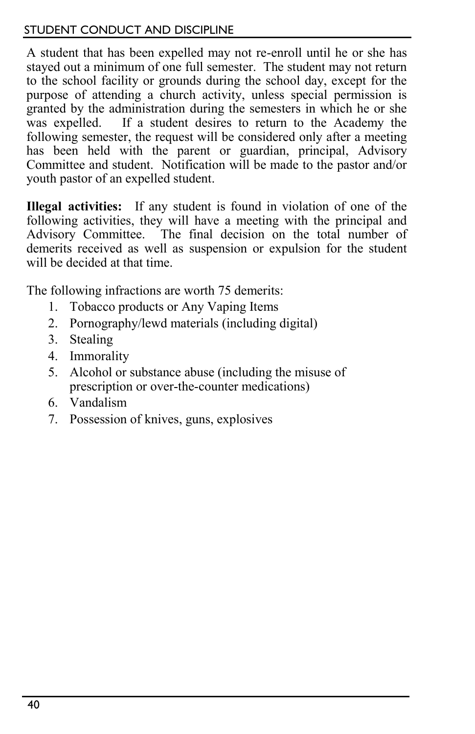A student that has been expelled may not re-enroll until he or she has stayed out a minimum of one full semester. The student may not return to the school facility or grounds during the school day, except for the purpose of attending a church activity, unless special permission is granted by the administration during the semesters in which he or she was expelled. If a student desires to return to the Academy the following semester, the request will be considered only after a meeting has been held with the parent or guardian, principal, Advisory Committee and student. Notification will be made to the pastor and/or youth pastor of an expelled student.

**Illegal activities:** If any student is found in violation of one of the following activities, they will have a meeting with the principal and Advisory Committee. The final decision on the total number of demerits received as well as suspension or expulsion for the student will be decided at that time.

The following infractions are worth 75 demerits:

1. Tobacco products or Any Vaping Items
2. Pornography/lewd materials (including digital)
3. Stealing
4. Immorality
5. Alcohol or substance abuse (including the misuse of prescription or over-the-counter medications)
6. Vandalism
7. Possession of knives, guns, explosives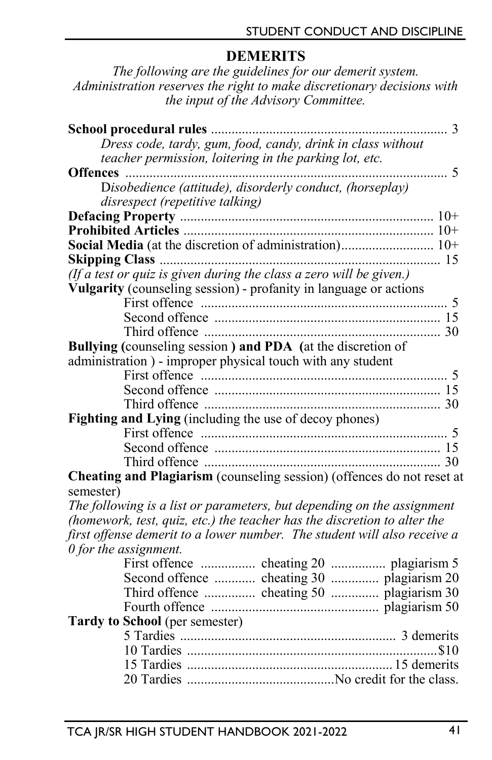## DEMERITS

*The following are the guidelines for our demerit system. Administration reserves the right to make discretionary decisions with the input of the Advisory Committee.*

| Category | Demerits |
|---|---|
| **School procedural rules** | 3 |
| *Dress code, tardy, gum, food, candy, drink in class without teacher permission, loitering in the parking lot, etc.* | |
| **Offences** | 5 |
| D*isobedience (attitude), disorderly conduct, (horseplay) disrespect (repetitive talking)* | |
| **Defacing Property** | 10+ |
| **Prohibited Articles** | 10+ |
| **Social Media** (at the discretion of administration) | 10+ |
| **Skipping Class** | 15 |

*(If a test or quiz is given during the class a zero will be given.)*

**Vulgarity** (counseling session) - profanity in language or actions

| Offence | Demerits |
|---|---|
| First offence | 5 |
| Second offence | 15 |
| Third offence | 30 |

**Bullying (**counseling session **) and PDA (**at the discretion of administration ) - improper physical touch with any student

| Offence | Demerits |
|---|---|
| First offence | 5 |
| Second offence | 15 |
| Third offence | 30 |

**Fighting and Lying** (including the use of decoy phones)

| Offence | Demerits |
|---|---|
| First offence | 5 |
| Second offence | 15 |
| Third offence | 30 |

**Cheating and Plagiarism** (counseling session) (offences do not reset at semester)

*The following is a list or parameters, but depending on the assignment (homework, test, quiz, etc.) the teacher has the discretion to alter the first offense demerit to a lower number. The student will also receive a 0 for the assignment.*

| Offence | Cheating | Plagiarism |
|---|---|---|
| First offence | cheating 20 | plagiarism 5 |
| Second offence | cheating 30 | plagiarism 20 |
| Third offence | cheating 50 | plagiarism 30 |
| Fourth offence | | plagiarism 50 |

**Tardy to School** (per semester)

| Tardies | Consequence |
|---|---|
| 5 Tardies | 3 demerits |
| 10 Tardies | $10 |
| 15 Tardies | 15 demerits |
| 20 Tardies | No credit for the class. |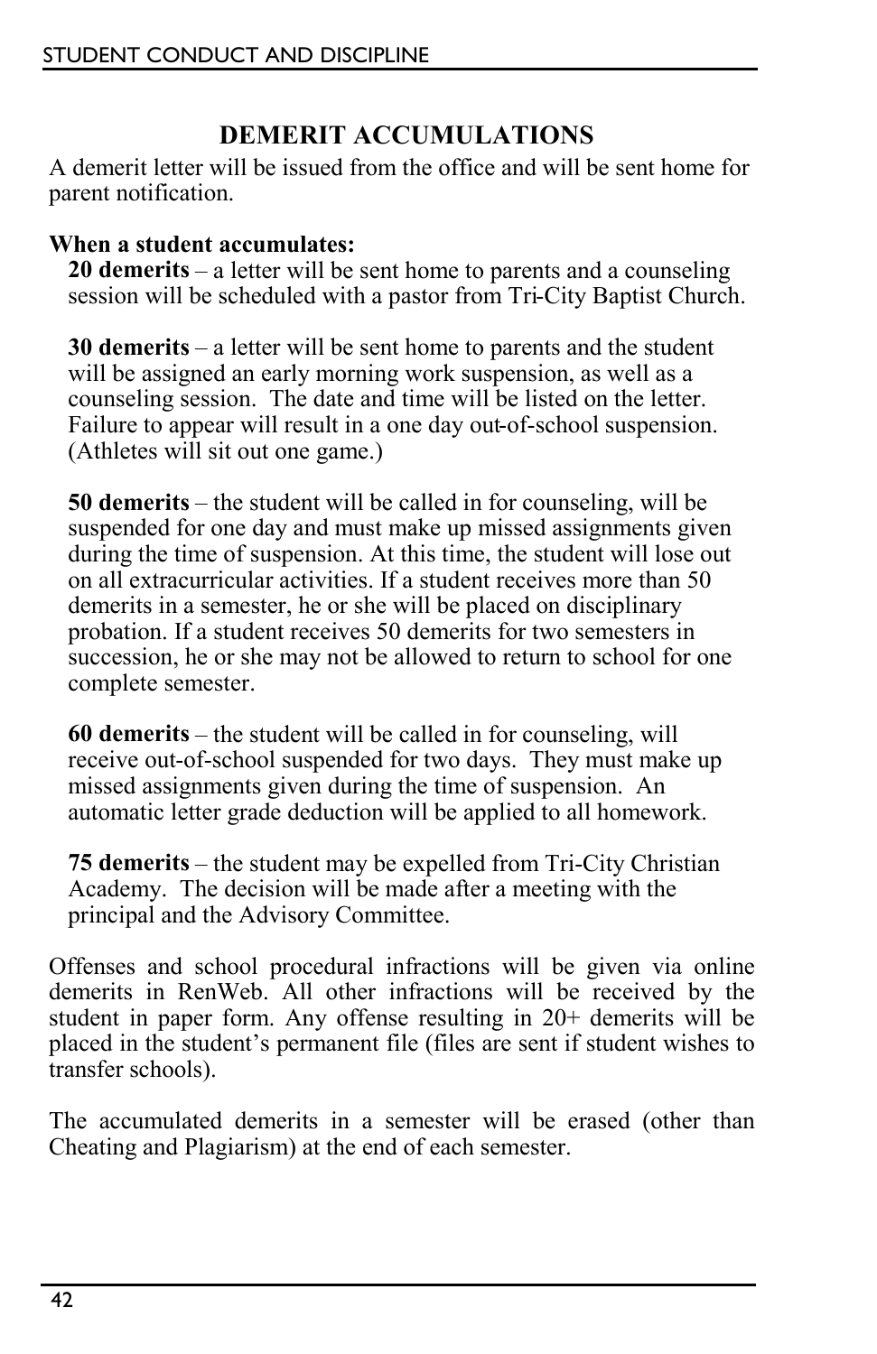## DEMERIT ACCUMULATIONS

A demerit letter will be issued from the office and will be sent home for parent notification.

**When a student accumulates:**

**20 demerits** – a letter will be sent home to parents and a counseling session will be scheduled with a pastor from Tri-City Baptist Church.

**30 demerits** – a letter will be sent home to parents and the student will be assigned an early morning work suspension, as well as a counseling session. The date and time will be listed on the letter. Failure to appear will result in a one day out-of-school suspension. (Athletes will sit out one game.)

**50 demerits** – the student will be called in for counseling, will be suspended for one day and must make up missed assignments given during the time of suspension. At this time, the student will lose out on all extracurricular activities. If a student receives more than 50 demerits in a semester, he or she will be placed on disciplinary probation. If a student receives 50 demerits for two semesters in succession, he or she may not be allowed to return to school for one complete semester.

**60 demerits** – the student will be called in for counseling, will receive out-of-school suspended for two days. They must make up missed assignments given during the time of suspension. An automatic letter grade deduction will be applied to all homework.

**75 demerits** – the student may be expelled from Tri-City Christian Academy. The decision will be made after a meeting with the principal and the Advisory Committee.

Offenses and school procedural infractions will be given via online demerits in RenWeb. All other infractions will be received by the student in paper form. Any offense resulting in 20+ demerits will be placed in the student's permanent file (files are sent if student wishes to transfer schools).

The accumulated demerits in a semester will be erased (other than Cheating and Plagiarism) at the end of each semester.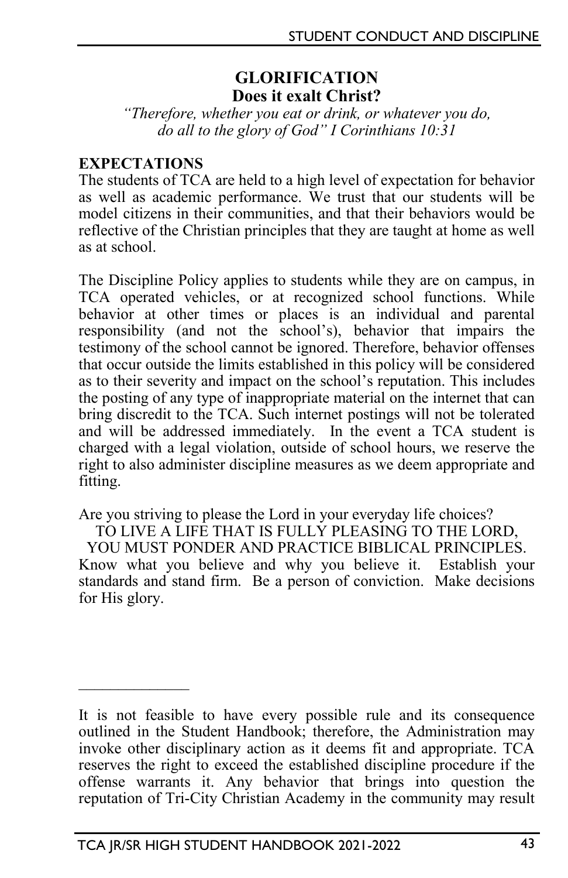## GLORIFICATION
**Does it exalt Christ?**

*"Therefore, whether you eat or drink, or whatever you do, do all to the glory of God" I Corinthians 10:31*

**EXPECTATIONS**

The students of TCA are held to a high level of expectation for behavior as well as academic performance. We trust that our students will be model citizens in their communities, and that their behaviors would be reflective of the Christian principles that they are taught at home as well as at school.

The Discipline Policy applies to students while they are on campus, in TCA operated vehicles, or at recognized school functions. While behavior at other times or places is an individual and parental responsibility (and not the school's), behavior that impairs the testimony of the school cannot be ignored. Therefore, behavior offenses that occur outside the limits established in this policy will be considered as to their severity and impact on the school's reputation. This includes the posting of any type of inappropriate material on the internet that can bring discredit to the TCA. Such internet postings will not be tolerated and will be addressed immediately. In the event a TCA student is charged with a legal violation, outside of school hours, we reserve the right to also administer discipline measures as we deem appropriate and fitting.

Are you striving to please the Lord in your everyday life choices?

TO LIVE A LIFE THAT IS FULLY PLEASING TO THE LORD, YOU MUST PONDER AND PRACTICE BIBLICAL PRINCIPLES.

Know what you believe and why you believe it. Establish your standards and stand firm. Be a person of conviction. Make decisions for His glory.

---

It is not feasible to have every possible rule and its consequence outlined in the Student Handbook; therefore, the Administration may invoke other disciplinary action as it deems fit and appropriate. TCA reserves the right to exceed the established discipline procedure if the offense warrants it. Any behavior that brings into question the reputation of Tri-City Christian Academy in the community may result